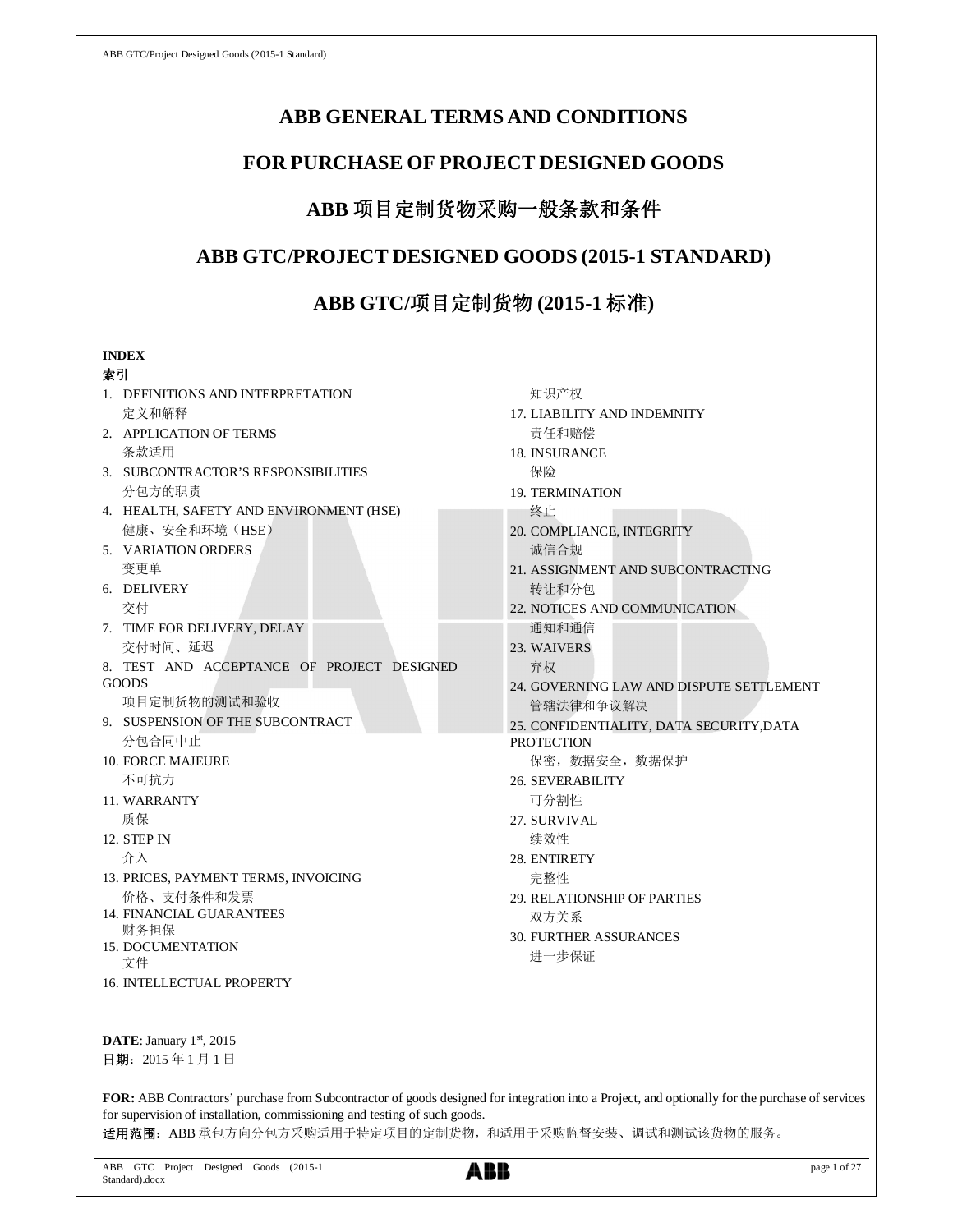# ABB GENERAL TERMS AND CONDITIONS

# FOR PURCHASE OF PROJECT DESIGNED GOODS

# ABB 项目定制货物采购一般条款和条件

# ABB GTC/PROJECT DESIGNED GOODS (2015-1 STANDARD)

# ABB GTC/项目定制货物 (2015-1 标准)

**INDEX**
**索引**

1. DEFINITIONS AND INTERPRETATION
   定义和解释
2. APPLICATION OF TERMS
   条款适用
3. SUBCONTRACTOR'S RESPONSIBILITIES
   分包方的职责
4. HEALTH, SAFETY AND ENVIRONMENT (HSE)
   健康、安全和环境（HSE）
5. VARIATION ORDERS
   变更单
6. DELIVERY
   交付
7. TIME FOR DELIVERY, DELAY
   交付时间、延迟
8. TEST AND ACCEPTANCE OF PROJECT DESIGNED GOODS
   项目定制货物的测试和验收
9. SUSPENSION OF THE SUBCONTRACT
   分包合同中止
10. FORCE MAJEURE
    不可抗力
11. WARRANTY
    质保
12. STEP IN
    介入
13. PRICES, PAYMENT TERMS, INVOICING
    价格、支付条件和发票
14. FINANCIAL GUARANTEES
    财务担保
15. DOCUMENTATION
    文件
16. INTELLECTUAL PROPERTY
    知识产权
17. LIABILITY AND INDEMNITY
    责任和赔偿
18. INSURANCE
    保险
19. TERMINATION
    终止
20. COMPLIANCE, INTEGRITY
    诚信合规
21. ASSIGNMENT AND SUBCONTRACTING
    转让和分包
22. NOTICES AND COMMUNICATION
    通知和通信
23. WAIVERS
    弃权
24. GOVERNING LAW AND DISPUTE SETTLEMENT
    管辖法律和争议解决
25. CONFIDENTIALITY, DATA SECURITY,DATA PROTECTION
    保密，数据安全，数据保护
26. SEVERABILITY
    可分割性
27. SURVIVAL
    续效性
28. ENTIRETY
    完整性
29. RELATIONSHIP OF PARTIES
    双方关系
30. FURTHER ASSURANCES
    进一步保证

**DATE**: January 1st, 2015
**日期**：2015 年 1 月 1 日

**FOR:** ABB Contractors' purchase from Subcontractor of goods designed for integration into a Project, and optionally for the purchase of services for supervision of installation, commissioning and testing of such goods.
**适用范围**：ABB 承包方向分包方采购适用于特定项目的定制货物，和适用于采购监督安装、调试和测试该货物的服务。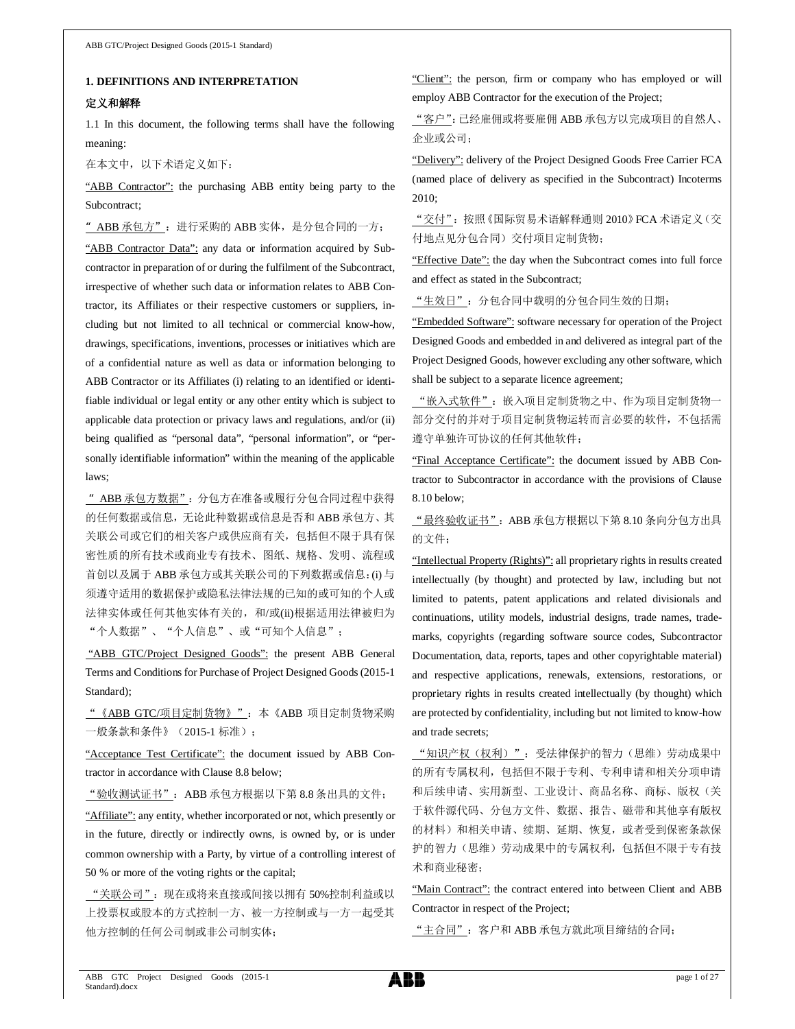## 1. DEFINITIONS AND INTERPRETATION

## 定义和解释

1.1 In this document, the following terms shall have the following meaning:

在本文中，以下术语定义如下：

"ABB Contractor": the purchasing ABB entity being party to the Subcontract;

"ABB承包方"：进行采购的ABB实体，是分包合同的一方；

"ABB Contractor Data": any data or information acquired by Subcontractor in preparation of or during the fulfilment of the Subcontract, irrespective of whether such data or information relates to ABB Contractor, its Affiliates or their respective customers or suppliers, including but not limited to all technical or commercial know-how, drawings, specifications, inventions, processes or initiatives which are of a confidential nature as well as data or information belonging to ABB Contractor or its Affiliates (i) relating to an identified or identifiable individual or legal entity or any other entity which is subject to applicable data protection or privacy laws and regulations, and/or (ii) being qualified as "personal data", "personal information", or "personally identifiable information" within the meaning of the applicable laws;

"ABB承包方数据"：分包方在准备或履行分包合同过程中获得的任何数据或信息，无论此种数据或信息是否和ABB承包方、其关联公司或它们的相关客户或供应商有关，包括但不限于具有保密性质的所有技术或商业专有技术、图纸、规格、发明、流程或首创以及属于ABB承包方或其关联公司的下列数据或信息：(i)与须遵守适用的数据保护或隐私法律法规的已知的或可知的个人或法律实体或任何其他实体有关的，和/或(ii)根据适用法律被归为"个人数据"、"个人信息"、或"可知个人信息"；

"ABB GTC/Project Designed Goods": the present ABB General Terms and Conditions for Purchase of Project Designed Goods (2015-1 Standard);

"《ABB GTC/项目定制货物》"：本《ABB项目定制货物采购一般条款和条件》（2015-1标准）；

"Acceptance Test Certificate": the document issued by ABB Contractor in accordance with Clause 8.8 below;

"验收测试证书"：ABB承包方根据以下第8.8条出具的文件；

"Affiliate": any entity, whether incorporated or not, which presently or in the future, directly or indirectly owns, is owned by, or is under common ownership with a Party, by virtue of a controlling interest of 50 % or more of the voting rights or the capital;

"关联公司"：现在或将来直接或间接以拥有50%控制利益或以上投票权或股本的方式控制一方、被一方控制或与一方一起受其他方控制的任何公司制或非公司制实体；

"Client": the person, firm or company who has employed or will employ ABB Contractor for the execution of the Project;

"客户"：已经雇佣或将要雇佣ABB承包方以完成项目的自然人、企业或公司；

"Delivery": delivery of the Project Designed Goods Free Carrier FCA (named place of delivery as specified in the Subcontract) Incoterms 2010;

"交付"：按照《国际贸易术语解释通则2010》FCA术语定义（交付地点见分包合同）交付项目定制货物；

"Effective Date": the day when the Subcontract comes into full force and effect as stated in the Subcontract;

"生效日"：分包合同中载明的分包合同生效的日期；

"Embedded Software": software necessary for operation of the Project Designed Goods and embedded in and delivered as integral part of the Project Designed Goods, however excluding any other software, which shall be subject to a separate licence agreement;

"嵌入式软件"：嵌入项目定制货物之中、作为项目定制货物一部分交付的并对于项目定制货物运转而言必要的软件，不包括需遵守单独许可协议的任何其他软件；

"Final Acceptance Certificate": the document issued by ABB Contractor to Subcontractor in accordance with the provisions of Clause 8.10 below;

"最终验收证书"：ABB承包方根据以下第8.10条向分包方出具的文件；

"Intellectual Property (Rights)": all proprietary rights in results created intellectually (by thought) and protected by law, including but not limited to patents, patent applications and related divisionals and continuations, utility models, industrial designs, trade names, trademarks, copyrights (regarding software source codes, Subcontractor Documentation, data, reports, tapes and other copyrightable material) and respective applications, renewals, extensions, restorations, or proprietary rights in results created intellectually (by thought) which are protected by confidentiality, including but not limited to know-how and trade secrets;

"知识产权（权利）"：受法律保护的智力（思维）劳动成果中的所有专属权利，包括但不限于专利、专利申请和相关分项申请和后续申请、实用新型、工业设计、商品名称、商标、版权（关于软件源代码、分包方文件、数据、报告、磁带和其他享有版权的材料）和相关申请、续期、延期、恢复，或者受到保密条款保护的智力（思维）劳动成果中的专属权利，包括但不限于专有技术和商业秘密；

"Main Contract": the contract entered into between Client and ABB Contractor in respect of the Project;

"主合同"：客户和ABB承包方就此项目缔结的合同；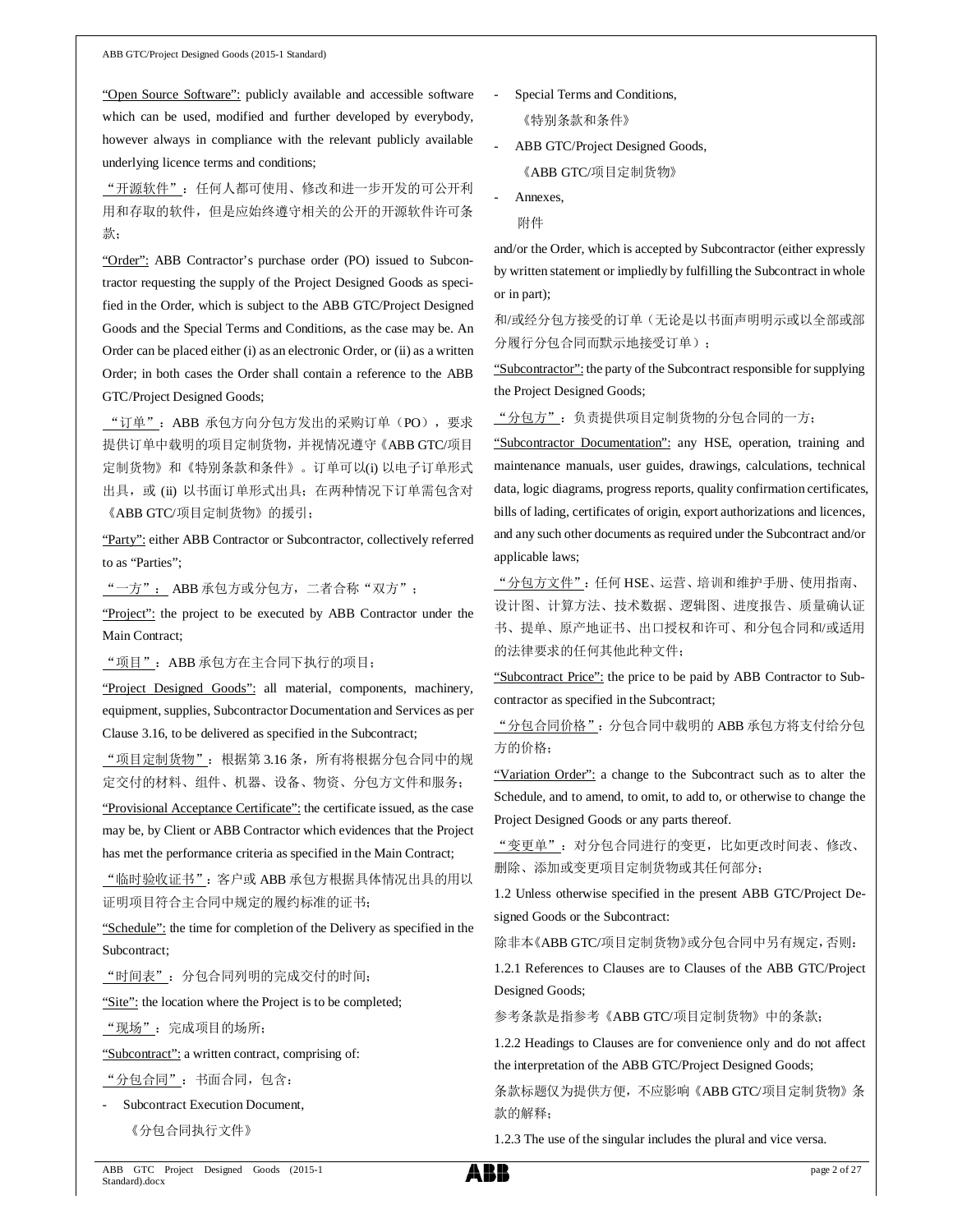"Open Source Software": publicly available and accessible software which can be used, modified and further developed by everybody, however always in compliance with the relevant publicly available underlying licence terms and conditions;

"开源软件"：任何人都可使用、修改和进一步开发的可公开利用和存取的软件，但是应始终遵守相关的公开的开源软件许可条款；

"Order": ABB Contractor's purchase order (PO) issued to Subcontractor requesting the supply of the Project Designed Goods as specified in the Order, which is subject to the ABB GTC/Project Designed Goods and the Special Terms and Conditions, as the case may be. An Order can be placed either (i) as an electronic Order, or (ii) as a written Order; in both cases the Order shall contain a reference to the ABB GTC/Project Designed Goods;

"订单"：ABB 承包方向分包方发出的采购订单（PO），要求提供订单中载明的项目定制货物，并视情况遵守《ABB GTC/项目定制货物》和《特别条款和条件》。订单可以(i) 以电子订单形式出具，或 (ii) 以书面订单形式出具；在两种情况下订单需包含对《ABB GTC/项目定制货物》的援引；

"Party": either ABB Contractor or Subcontractor, collectively referred to as "Parties";

"一方"： ABB 承包方或分包方，二者合称"双方"；

"Project": the project to be executed by ABB Contractor under the Main Contract;

"项目"：ABB 承包方在主合同下执行的项目；

"Project Designed Goods": all material, components, machinery, equipment, supplies, Subcontractor Documentation and Services as per Clause 3.16, to be delivered as specified in the Subcontract;

"项目定制货物"：根据第 3.16 条，所有将根据分包合同中的规定交付的材料、组件、机器、设备、物资、分包方文件和服务；

"Provisional Acceptance Certificate": the certificate issued, as the case may be, by Client or ABB Contractor which evidences that the Project has met the performance criteria as specified in the Main Contract;

"临时验收证书"：客户或 ABB 承包方根据具体情况出具的用以证明项目符合主合同中规定的履约标准的证书；

"Schedule": the time for completion of the Delivery as specified in the Subcontract;

"时间表"：分包合同列明的完成交付的时间；

"Site": the location where the Project is to be completed;

"现场"：完成项目的场所；

"Subcontract": a written contract, comprising of:

"分包合同"：书面合同，包含：

- Subcontract Execution Document,
  《分包合同执行文件》
- Special Terms and Conditions,
  《特别条款和条件》
- ABB GTC/Project Designed Goods,
  《ABB GTC/项目定制货物》
- Annexes,
  附件

and/or the Order, which is accepted by Subcontractor (either expressly by written statement or impliedly by fulfilling the Subcontract in whole or in part);

和/或经分包方接受的订单（无论是以书面声明明示或以全部或部分履行分包合同而默示地接受订单）；

"Subcontractor": the party of the Subcontract responsible for supplying the Project Designed Goods;

"分包方"：负责提供项目定制货物的分包合同的一方；

"Subcontractor Documentation": any HSE, operation, training and maintenance manuals, user guides, drawings, calculations, technical data, logic diagrams, progress reports, quality confirmation certificates, bills of lading, certificates of origin, export authorizations and licences, and any such other documents as required under the Subcontract and/or applicable laws;

"分包方文件"：任何 HSE、运营、培训和维护手册、使用指南、设计图、计算方法、技术数据、逻辑图、进度报告、质量确认证书、提单、原产地证书、出口授权和许可、和分包合同和/或适用的法律要求的任何其他此种文件；

"Subcontract Price": the price to be paid by ABB Contractor to Subcontractor as specified in the Subcontract;

"分包合同价格"：分包合同中载明的 ABB 承包方将支付给分包方的价格；

"Variation Order": a change to the Subcontract such as to alter the Schedule, and to amend, to omit, to add to, or otherwise to change the Project Designed Goods or any parts thereof.

"变更单"：对分包合同进行的变更，比如更改时间表、修改、删除、添加或变更项目定制货物或其任何部分；

1.2 Unless otherwise specified in the present ABB GTC/Project Designed Goods or the Subcontract:

除非本《ABB GTC/项目定制货物》或分包合同中另有规定，否则：

1.2.1 References to Clauses are to Clauses of the ABB GTC/Project Designed Goods;

参考条款是指参考《ABB GTC/项目定制货物》中的条款；

1.2.2 Headings to Clauses are for convenience only and do not affect the interpretation of the ABB GTC/Project Designed Goods;

条款标题仅为提供方便，不应影响《ABB GTC/项目定制货物》条款的解释；

1.2.3 The use of the singular includes the plural and vice versa.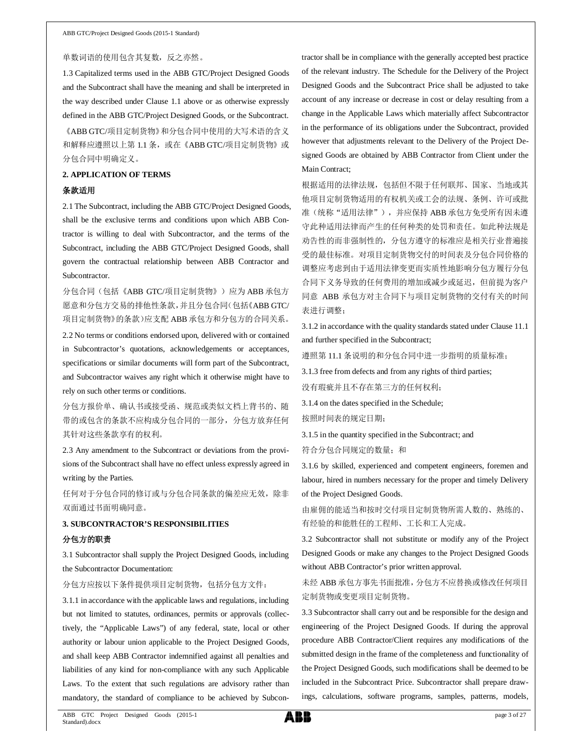单数词语的使用包含其复数，反之亦然。

1.3 Capitalized terms used in the ABB GTC/Project Designed Goods and the Subcontract shall have the meaning and shall be interpreted in the way described under Clause 1.1 above or as otherwise expressly defined in the ABB GTC/Project Designed Goods, or the Subcontract.

《ABB GTC/项目定制货物》和分包合同中使用的大写术语的含义和解释应遵照以上第 1.1 条，或在《ABB GTC/项目定制货物》或分包合同中明确定义。

**2. APPLICATION OF TERMS**

**条款适用**

2.1 The Subcontract, including the ABB GTC/Project Designed Goods, shall be the exclusive terms and conditions upon which ABB Contractor is willing to deal with Subcontractor, and the terms of the Subcontract, including the ABB GTC/Project Designed Goods, shall govern the contractual relationship between ABB Contractor and Subcontractor.

分包合同（包括《ABB GTC/项目定制货物》）应为 ABB 承包方愿意和分包方交易的排他性条款，并且分包合同（包括《ABB GTC/项目定制货物》的条款）应支配 ABB 承包方和分包方的合同关系。

2.2 No terms or conditions endorsed upon, delivered with or contained in Subcontractor's quotations, acknowledgements or acceptances, specifications or similar documents will form part of the Subcontract, and Subcontractor waives any right which it otherwise might have to rely on such other terms or conditions.

分包方报价单、确认书或接受函、规范或类似文档上背书的、随带的或包含的条款不应构成分包合同的一部分，分包方放弃任何其针对这些条款享有的权利。

2.3 Any amendment to the Subcontract or deviations from the provisions of the Subcontract shall have no effect unless expressly agreed in writing by the Parties.

任何对于分包合同的修订或与分包合同条款的偏差应无效，除非双面通过书面明确同意。

**3. SUBCONTRACTOR'S RESPONSIBILITIES**

**分包方的职责**

3.1 Subcontractor shall supply the Project Designed Goods, including the Subcontractor Documentation:

分包方应按以下条件提供项目定制货物，包括分包方文件：

3.1.1 in accordance with the applicable laws and regulations, including but not limited to statutes, ordinances, permits or approvals (collectively, the "Applicable Laws") of any federal, state, local or other authority or labour union applicable to the Project Designed Goods, and shall keep ABB Contractor indemnified against all penalties and liabilities of any kind for non-compliance with any such Applicable Laws. To the extent that such regulations are advisory rather than mandatory, the standard of compliance to be achieved by Subcontractor shall be in compliance with the generally accepted best practice of the relevant industry. The Schedule for the Delivery of the Project Designed Goods and the Subcontract Price shall be adjusted to take account of any increase or decrease in cost or delay resulting from a change in the Applicable Laws which materially affect Subcontractor in the performance of its obligations under the Subcontract, provided however that adjustments relevant to the Delivery of the Project Designed Goods are obtained by ABB Contractor from Client under the Main Contract;

根据适用的法律法规，包括但不限于任何联邦、国家、当地或其他项目定制货物适用的有权机关或工会的法规、条例、许可或批准（统称“适用法律”），并应保持 ABB 承包方免受所有因未遵守此种适用法律而产生的任何种类的处罚和责任。如此种法规是劝告性的而非强制性的，分包方遵守的标准应是相关行业普遍接受的最佳标准。对项目定制货物交付的时间表及分包合同价格的调整应考虑到由于适用法律变更而实质性地影响分包方履行分包合同下义务导致的任何费用的增加或减少或延迟，但前提为客户同意 ABB 承包方对主合同下与项目定制货物的交付有关的时间表进行调整；

3.1.2 in accordance with the quality standards stated under Clause 11.1 and further specified in the Subcontract;

遵照第 11.1 条说明的和分包合同中进一步指明的质量标准；

3.1.3 free from defects and from any rights of third parties;

没有瑕疵并且不存在第三方的任何权利；

3.1.4 on the dates specified in the Schedule;

按照时间表的规定日期；

3.1.5 in the quantity specified in the Subcontract; and

符合分包合同规定的数量；和

3.1.6 by skilled, experienced and competent engineers, foremen and labour, hired in numbers necessary for the proper and timely Delivery of the Project Designed Goods.

由雇佣的能适当和按时交付项目定制货物所需人数的、熟练的、有经验的和能胜任的工程师、工长和工人完成。

3.2 Subcontractor shall not substitute or modify any of the Project Designed Goods or make any changes to the Project Designed Goods without ABB Contractor's prior written approval.

未经 ABB 承包方事先书面批准，分包方不应替换或修改任何项目定制货物或变更项目定制货物。

3.3 Subcontractor shall carry out and be responsible for the design and engineering of the Project Designed Goods. If during the approval procedure ABB Contractor/Client requires any modifications of the submitted design in the frame of the completeness and functionality of the Project Designed Goods, such modifications shall be deemed to be included in the Subcontract Price. Subcontractor shall prepare drawings, calculations, software programs, samples, patterns, models,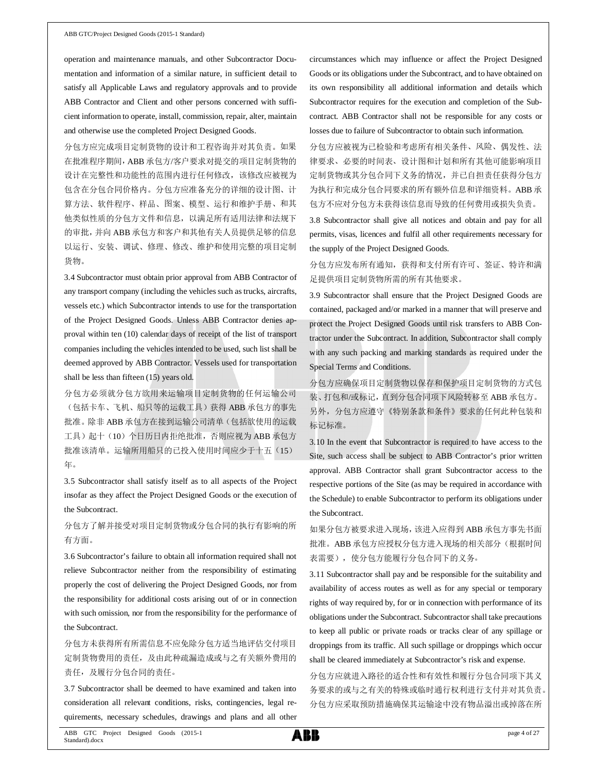operation and maintenance manuals, and other Subcontractor Documentation and information of a similar nature, in sufficient detail to satisfy all Applicable Laws and regulatory approvals and to provide ABB Contractor and Client and other persons concerned with sufficient information to operate, install, commission, repair, alter, maintain and otherwise use the completed Project Designed Goods.

分包方应完成项目定制货物的设计和工程咨询并对其负责。如果在批准程序期间，ABB 承包方/客户要求对提交的项目定制货物的设计在完整性和功能性的范围内进行任何修改，该修改应被视为包含在分包合同价格内。分包方应准备充分的详细的设计图、计算方法、软件程序、样品、图案、模型、运行和维护手册、和其他类似性质的分包方文件和信息，以满足所有适用法律和法规下的审批，并向 ABB 承包方和客户和其他有关人员提供足够的信息以运行、安装、调试、修理、修改、维护和使用完整的项目定制货物。

3.4 Subcontractor must obtain prior approval from ABB Contractor of any transport company (including the vehicles such as trucks, aircrafts, vessels etc.) which Subcontractor intends to use for the transportation of the Project Designed Goods. Unless ABB Contractor denies approval within ten (10) calendar days of receipt of the list of transport companies including the vehicles intended to be used, such list shall be deemed approved by ABB Contractor. Vessels used for transportation shall be less than fifteen (15) years old.

分包方必须就分包方欲用来运输项目定制货物的任何运输公司（包括卡车、飞机、船只等的运载工具）获得 ABB 承包方的事先批准。除非 ABB 承包方在接到运输公司清单（包括欲使用的运载工具）起十（10）个日历日内拒绝批准，否则应视为 ABB 承包方批准该清单。运输所用船只的已投入使用时间应少于十五（15）年。

3.5 Subcontractor shall satisfy itself as to all aspects of the Project insofar as they affect the Project Designed Goods or the execution of the Subcontract.

分包方了解并接受对项目定制货物或分包合同的执行有影响的所有方面。

3.6 Subcontractor's failure to obtain all information required shall not relieve Subcontractor neither from the responsibility of estimating properly the cost of delivering the Project Designed Goods, nor from the responsibility for additional costs arising out of or in connection with such omission, nor from the responsibility for the performance of the Subcontract.

分包方未获得所有所需信息不应免除分包方适当地评估交付项目定制货物费用的责任，及由此种疏漏造成或与之有关额外费用的责任，及履行分包合同的责任。

3.7 Subcontractor shall be deemed to have examined and taken into consideration all relevant conditions, risks, contingencies, legal requirements, necessary schedules, drawings and plans and all other circumstances which may influence or affect the Project Designed Goods or its obligations under the Subcontract, and to have obtained on its own responsibility all additional information and details which Subcontractor requires for the execution and completion of the Subcontract. ABB Contractor shall not be responsible for any costs or losses due to failure of Subcontractor to obtain such information.

分包方应被视为已检验和考虑所有相关条件、风险、偶发性、法律要求、必要的时间表、设计图和计划和所有其他可能影响项目定制货物或其分包合同下义务的情况，并已自担责任获得分包方为执行和完成分包合同要求的所有额外信息和详细资料。ABB 承包方不应对分包方未获得该信息而导致的任何费用或损失负责。

3.8 Subcontractor shall give all notices and obtain and pay for all permits, visas, licences and fulfil all other requirements necessary for the supply of the Project Designed Goods.

分包方应发布所有通知，获得和支付所有许可、签证、特许和满足提供项目定制货物所需的所有其他要求。

3.9 Subcontractor shall ensure that the Project Designed Goods are contained, packaged and/or marked in a manner that will preserve and protect the Project Designed Goods until risk transfers to ABB Contractor under the Subcontract. In addition, Subcontractor shall comply with any such packing and marking standards as required under the Special Terms and Conditions.

分包方应确保项目定制货物以保存和保护项目定制货物的方式包装、打包和/或标记，直到分包合同项下风险转移至 ABB 承包方。另外，分包方应遵守《特别条款和条件》要求的任何此种包装和标记标准。

3.10 In the event that Subcontractor is required to have access to the Site, such access shall be subject to ABB Contractor's prior written approval. ABB Contractor shall grant Subcontractor access to the respective portions of the Site (as may be required in accordance with the Schedule) to enable Subcontractor to perform its obligations under the Subcontract.

如果分包方被要求进入现场，该进入应得到 ABB 承包方事先书面批准。ABB 承包方应授权分包方进入现场的相关部分（根据时间表需要），使分包方能履行分包合同下的义务。

3.11 Subcontractor shall pay and be responsible for the suitability and availability of access routes as well as for any special or temporary rights of way required by, for or in connection with performance of its obligations under the Subcontract. Subcontractor shall take precautions to keep all public or private roads or tracks clear of any spillage or droppings from its traffic. All such spillage or droppings which occur shall be cleared immediately at Subcontractor's risk and expense.

分包方应就进入路径的适合性和有效性和履行分包合同项下其义务要求的或与之有关的特殊或临时通行权利进行支付并对其负责。分包方应采取预防措施确保其运输途中没有物品溢出或掉落在所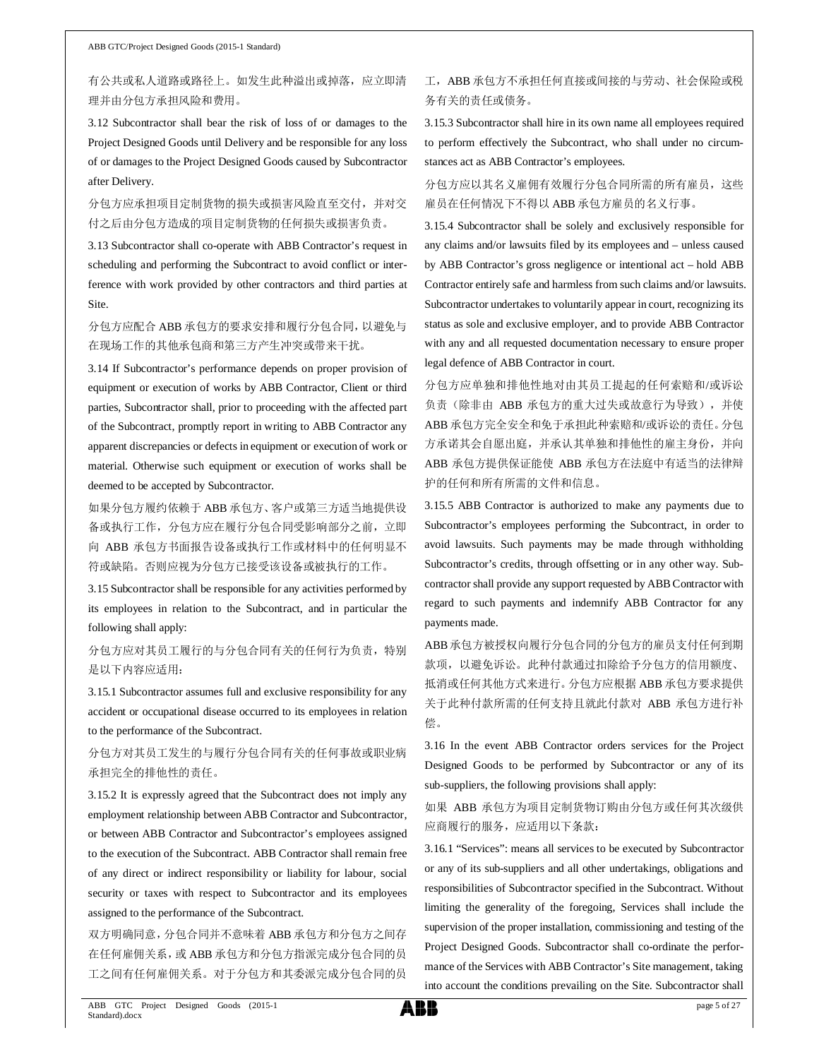有公共或私人道路或路径上。如发生此种溢出或掉落，应立即清理并由分包方承担风险和费用。

3.12 Subcontractor shall bear the risk of loss of or damages to the Project Designed Goods until Delivery and be responsible for any loss of or damages to the Project Designed Goods caused by Subcontractor after Delivery.

分包方应承担项目定制货物的损失或损害风险直至交付，并对交付之后由分包方造成的项目定制货物的任何损失或损害负责。

3.13 Subcontractor shall co-operate with ABB Contractor's request in scheduling and performing the Subcontract to avoid conflict or interference with work provided by other contractors and third parties at Site.

分包方应配合 ABB 承包方的要求安排和履行分包合同，以避免与在现场工作的其他承包商和第三方产生冲突或带来干扰。

3.14 If Subcontractor's performance depends on proper provision of equipment or execution of works by ABB Contractor, Client or third parties, Subcontractor shall, prior to proceeding with the affected part of the Subcontract, promptly report in writing to ABB Contractor any apparent discrepancies or defects in equipment or execution of work or material. Otherwise such equipment or execution of works shall be deemed to be accepted by Subcontractor.

如果分包方履约依赖于 ABB 承包方、客户或第三方适当地提供设备或执行工作，分包方应在履行分包合同受影响部分之前，立即向 ABB 承包方书面报告设备或执行工作或材料中的任何明显不符或缺陷。否则应视为分包方已接受该设备或被执行的工作。

3.15 Subcontractor shall be responsible for any activities performed by its employees in relation to the Subcontract, and in particular the following shall apply:

分包方应对其员工履行的与分包合同有关的任何行为负责，特别是以下内容应适用：

3.15.1 Subcontractor assumes full and exclusive responsibility for any accident or occupational disease occurred to its employees in relation to the performance of the Subcontract.

分包方对其员工发生的与履行分包合同有关的任何事故或职业病承担完全的排他性的责任。

3.15.2 It is expressly agreed that the Subcontract does not imply any employment relationship between ABB Contractor and Subcontractor, or between ABB Contractor and Subcontractor's employees assigned to the execution of the Subcontract. ABB Contractor shall remain free of any direct or indirect responsibility or liability for labour, social security or taxes with respect to Subcontractor and its employees assigned to the performance of the Subcontract.

双方明确同意，分包合同并不意味着 ABB 承包方和分包方之间存在任何雇佣关系，或 ABB 承包方和分包方指派完成分包合同的员工之间有任何雇佣关系。对于分包方和其委派完成分包合同的员工，ABB 承包方不承担任何直接或间接的与劳动、社会保险或税务有关的责任或债务。

3.15.3 Subcontractor shall hire in its own name all employees required to perform effectively the Subcontract, who shall under no circumstances act as ABB Contractor's employees.

分包方应以其名义雇佣有效履行分包合同所需的所有雇员，这些雇员在任何情况下不得以 ABB 承包方雇员的名义行事。

3.15.4 Subcontractor shall be solely and exclusively responsible for any claims and/or lawsuits filed by its employees and – unless caused by ABB Contractor's gross negligence or intentional act – hold ABB Contractor entirely safe and harmless from such claims and/or lawsuits. Subcontractor undertakes to voluntarily appear in court, recognizing its status as sole and exclusive employer, and to provide ABB Contractor with any and all requested documentation necessary to ensure proper legal defence of ABB Contractor in court.

分包方应单独和排他性地对由其员工提起的任何索赔和/或诉讼负责（除非由 ABB 承包方的重大过失或故意行为导致），并使 ABB 承包方完全安全和免于承担此种索赔和/或诉讼的责任。分包方承诺其会自愿出庭，并承认其单独和排他性的雇主身份，并向 ABB 承包方提供保证能使 ABB 承包方在法庭中有适当的法律辩护的任何和所有所需的文件和信息。

3.15.5 ABB Contractor is authorized to make any payments due to Subcontractor's employees performing the Subcontract, in order to avoid lawsuits. Such payments may be made through withholding Subcontractor's credits, through offsetting or in any other way. Subcontractor shall provide any support requested by ABB Contractor with regard to such payments and indemnify ABB Contractor for any payments made.

ABB 承包方被授权向履行分包合同的分包方的雇员支付任何到期款项，以避免诉讼。此种付款通过扣除给予分包方的信用额度、抵消或任何其他方式来进行。分包方应根据 ABB 承包方要求提供关于此种付款所需的任何支持且就此付款对 ABB 承包方进行补偿。

3.16 In the event ABB Contractor orders services for the Project Designed Goods to be performed by Subcontractor or any of its sub-suppliers, the following provisions shall apply:

如果 ABB 承包方为项目定制货物订购由分包方或任何其次级供应商履行的服务，应适用以下条款：

3.16.1 "Services": means all services to be executed by Subcontractor or any of its sub-suppliers and all other undertakings, obligations and responsibilities of Subcontractor specified in the Subcontract. Without limiting the generality of the foregoing, Services shall include the supervision of the proper installation, commissioning and testing of the Project Designed Goods. Subcontractor shall co-ordinate the performance of the Services with ABB Contractor's Site management, taking into account the conditions prevailing on the Site. Subcontractor shall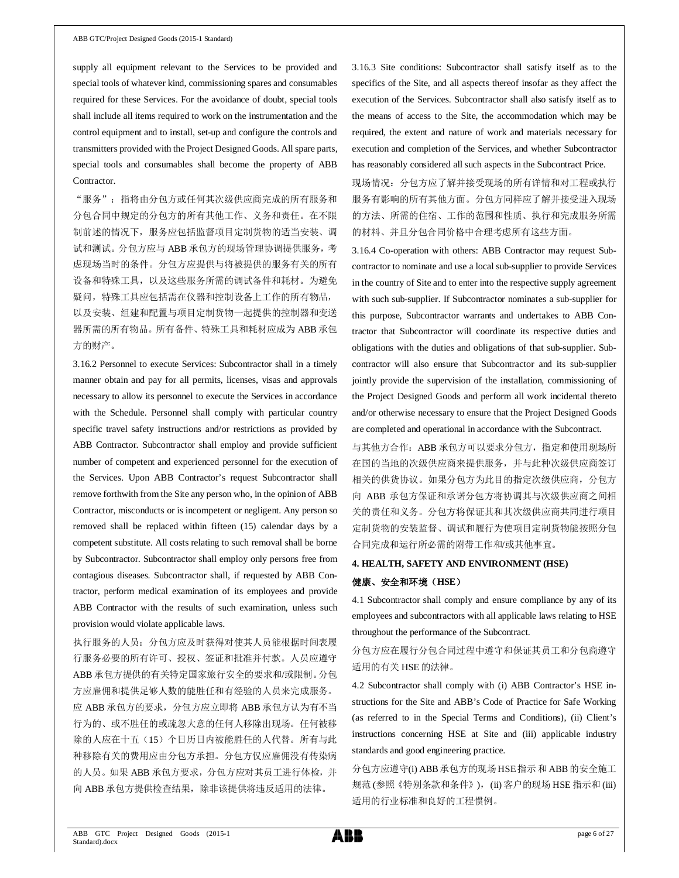supply all equipment relevant to the Services to be provided and special tools of whatever kind, commissioning spares and consumables required for these Services. For the avoidance of doubt, special tools shall include all items required to work on the instrumentation and the control equipment and to install, set-up and configure the controls and transmitters provided with the Project Designed Goods. All spare parts, special tools and consumables shall become the property of ABB Contractor.

"服务"：指将由分包方或任何其次级供应商完成的所有服务和分包合同中规定的分包方的所有其他工作、义务和责任。在不限制前述的情况下，服务应包括监督项目定制货物的适当安装、调试和测试。分包方应与 ABB 承包方的现场管理协调提供服务，考虑现场当时的条件。分包方应提供与将被提供的服务有关的所有设备和特殊工具，以及这些服务所需的调试备件和耗材。为避免疑问，特殊工具应包括需在仪器和控制设备上工作的所有物品，以及安装、组建和配置与项目定制货物一起提供的控制器和变送器所需的所有物品。所有备件、特殊工具和耗材应成为 ABB 承包方的财产。

3.16.2 Personnel to execute Services: Subcontractor shall in a timely manner obtain and pay for all permits, licenses, visas and approvals necessary to allow its personnel to execute the Services in accordance with the Schedule. Personnel shall comply with particular country specific travel safety instructions and/or restrictions as provided by ABB Contractor. Subcontractor shall employ and provide sufficient number of competent and experienced personnel for the execution of the Services. Upon ABB Contractor's request Subcontractor shall remove forthwith from the Site any person who, in the opinion of ABB Contractor, misconducts or is incompetent or negligent. Any person so removed shall be replaced within fifteen (15) calendar days by a competent substitute. All costs relating to such removal shall be borne by Subcontractor. Subcontractor shall employ only persons free from contagious diseases. Subcontractor shall, if requested by ABB Contractor, perform medical examination of its employees and provide ABB Contractor with the results of such examination, unless such provision would violate applicable laws.

执行服务的人员：分包方应及时获得对使其人员能根据时间表履行服务必要的所有许可、授权、签证和批准并付款。人员应遵守 ABB 承包方提供的有关特定国家旅行安全的要求和/或限制。分包方应雇佣和提供足够人数的能胜任和有经验的人员来完成服务。应 ABB 承包方的要求，分包方应立即将 ABB 承包方认为有不当行为的、或不胜任的或疏忽大意的任何人移除出现场。任何被移除的人应在十五（15）个日历日内被能胜任的人代替。所有与此种移除有关的费用应由分包方承担。分包方仅应雇佣没有传染病的人员。如果 ABB 承包方要求，分包方应对其员工进行体检，并向 ABB 承包方提供检查结果，除非该提供将违反适用的法律。

3.16.3 Site conditions: Subcontractor shall satisfy itself as to the specifics of the Site, and all aspects thereof insofar as they affect the execution of the Services. Subcontractor shall also satisfy itself as to the means of access to the Site, the accommodation which may be required, the extent and nature of work and materials necessary for execution and completion of the Services, and whether Subcontractor has reasonably considered all such aspects in the Subcontract Price.

现场情况：分包方应了解并接受现场的所有详情和对工程或执行服务有影响的所有其他方面。分包方同样应了解并接受进入现场的方法、所需的住宿、工作的范围和性质、执行和完成服务所需的材料、并且分包合同价格中合理考虑所有这些方面。

3.16.4 Co-operation with others: ABB Contractor may request Subcontractor to nominate and use a local sub-supplier to provide Services in the country of Site and to enter into the respective supply agreement with such sub-supplier. If Subcontractor nominates a sub-supplier for this purpose, Subcontractor warrants and undertakes to ABB Contractor that Subcontractor will coordinate its respective duties and obligations with the duties and obligations of that sub-supplier. Subcontractor will also ensure that Subcontractor and its sub-supplier jointly provide the supervision of the installation, commissioning of the Project Designed Goods and perform all work incidental thereto and/or otherwise necessary to ensure that the Project Designed Goods are completed and operational in accordance with the Subcontract.

与其他方合作：ABB 承包方可以要求分包方，指定和使用现场所在国的当地的次级供应商来提供服务，并与此种次级供应商签订相关的供货协议。如果分包方为此目的指定次级供应商，分包方向 ABB 承包方保证和承诺分包方将协调其与次级供应商之间相关的责任和义务。分包方将保证其和其次级供应商共同进行项目定制货物的安装监督、调试和履行为使项目定制货物能按照分包合同完成和运行所必需的附带工作和/或其他事宜。

## 4. HEALTH, SAFETY AND ENVIRONMENT (HSE)

## 健康、安全和环境（HSE）

4.1 Subcontractor shall comply and ensure compliance by any of its employees and subcontractors with all applicable laws relating to HSE throughout the performance of the Subcontract.

分包方应在履行分包合同过程中遵守和保证其员工和分包商遵守适用的有关 HSE 的法律。

4.2 Subcontractor shall comply with (i) ABB Contractor's HSE instructions for the Site and ABB's Code of Practice for Safe Working (as referred to in the Special Terms and Conditions), (ii) Client's instructions concerning HSE at Site and (iii) applicable industry standards and good engineering practice.

分包方应遵守(i) ABB 承包方的现场 HSE 指示 和 ABB 的安全施工规范 (参照《特别条款和条件》)，(ii) 客户的现场 HSE 指示和 (iii) 适用的行业标准和良好的工程惯例。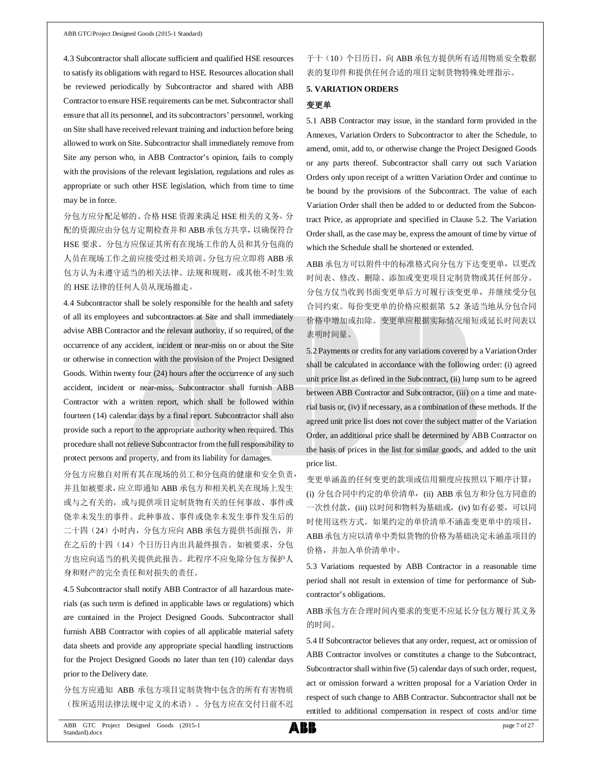4.3 Subcontractor shall allocate sufficient and qualified HSE resources to satisfy its obligations with regard to HSE. Resources allocation shall be reviewed periodically by Subcontractor and shared with ABB Contractor to ensure HSE requirements can be met. Subcontractor shall ensure that all its personnel, and its subcontractors' personnel, working on Site shall have received relevant training and induction before being allowed to work on Site. Subcontractor shall immediately remove from Site any person who, in ABB Contractor's opinion, fails to comply with the provisions of the relevant legislation, regulations and rules as appropriate or such other HSE legislation, which from time to time may be in force.

分包方应分配足够的、合格 HSE 资源来满足 HSE 相关的义务。分配的资源应由分包方定期检查并和 ABB 承包方共享，以确保符合 HSE 要求。分包方应保证其所有在现场工作的人员和其分包商的人员在现场工作之前应接受过相关培训。分包方应立即将 ABB 承包方认为未遵守适当的相关法律、法规和规则，或其他不时生效的 HSE 法律的任何人员从现场撤走。

4.4 Subcontractor shall be solely responsible for the health and safety of all its employees and subcontractors at Site and shall immediately advise ABB Contractor and the relevant authority, if so required, of the occurrence of any accident, incident or near-miss on or about the Site or otherwise in connection with the provision of the Project Designed Goods. Within twenty four (24) hours after the occurrence of any such accident, incident or near-miss, Subcontractor shall furnish ABB Contractor with a written report, which shall be followed within fourteen (14) calendar days by a final report. Subcontractor shall also provide such a report to the appropriate authority when required. This procedure shall not relieve Subcontractor from the full responsibility to protect persons and property, and from its liability for damages.

分包方应独自对所有其在现场的员工和分包商的健康和安全负责，并且如被要求，应立即通知 ABB 承包方和相关机关在现场上发生或与之有关的，或与提供项目定制货物有关的任何事故、事件或侥幸未发生的事件。此种事故、事件或侥幸未发生事件发生后的二十四（24）小时内，分包方应向 ABB 承包方提供书面报告，并在之后的十四（14）个日历日内出具最终报告。如被要求，分包方也应向适当的机关提供此报告。此程序不应免除分包方保护人身和财产的完全责任和对损失的责任。

4.5 Subcontractor shall notify ABB Contractor of all hazardous materials (as such term is defined in applicable laws or regulations) which are contained in the Project Designed Goods. Subcontractor shall furnish ABB Contractor with copies of all applicable material safety data sheets and provide any appropriate special handling instructions for the Project Designed Goods no later than ten (10) calendar days prior to the Delivery date.

分包方应通知 ABB 承包方项目定制货物中包含的所有有害物质（按所适用法律法规中定义的术语）。分包方应在交付日前不迟于十（10）个日历日，向 ABB 承包方提供所有适用物质安全数据表的复印件和提供任何合适的项目定制货物特殊处理指示。

**5. VARIATION ORDERS**

**变更单**

5.1 ABB Contractor may issue, in the standard form provided in the Annexes, Variation Orders to Subcontractor to alter the Schedule, to amend, omit, add to, or otherwise change the Project Designed Goods or any parts thereof. Subcontractor shall carry out such Variation Orders only upon receipt of a written Variation Order and continue to be bound by the provisions of the Subcontract. The value of each Variation Order shall then be added to or deducted from the Subcontract Price, as appropriate and specified in Clause 5.2. The Variation Order shall, as the case may be, express the amount of time by virtue of which the Schedule shall be shortened or extended.

ABB 承包方可以附件中的标准格式向分包方下达变更单，以更改时间表、修改、删除、添加或变更项目定制货物或其任何部分。分包方仅当收到书面变更单后方可履行该变更单，并继续受分包合同约束。每份变更单的价格应根据第 5.2 条适当地从分包合同价格中增加或扣除。变更单应根据实际情况缩短或延长时间表以表明时间量。

5.2 Payments or credits for any variations covered by a Variation Order shall be calculated in accordance with the following order: (i) agreed unit price list as defined in the Subcontract, (ii) lump sum to be agreed between ABB Contractor and Subcontractor, (iii) on a time and material basis or, (iv) if necessary, as a combination of these methods. If the agreed unit price list does not cover the subject matter of the Variation Order, an additional price shall be determined by ABB Contractor on the basis of prices in the list for similar goods, and added to the unit price list.

变更单涵盖的任何变更的款项或信用额度应按照以下顺序计算：(i) 分包合同中约定的单价清单，(ii) ABB 承包方和分包方同意的一次性付款，(iii) 以时间和物料为基础或，(iv) 如有必要，可以同时使用这些方式。如果约定的单价清单不涵盖变更单中的项目，ABB 承包方应以清单中类似货物的价格为基础决定未涵盖项目的价格，并加入单价清单中。

5.3 Variations requested by ABB Contractor in a reasonable time period shall not result in extension of time for performance of Subcontractor's obligations.

ABB 承包方在合理时间内要求的变更不应延长分包方履行其义务的时间。

5.4 If Subcontractor believes that any order, request, act or omission of ABB Contractor involves or constitutes a change to the Subcontract, Subcontractor shall within five (5) calendar days of such order, request, act or omission forward a written proposal for a Variation Order in respect of such change to ABB Contractor. Subcontractor shall not be entitled to additional compensation in respect of costs and/or time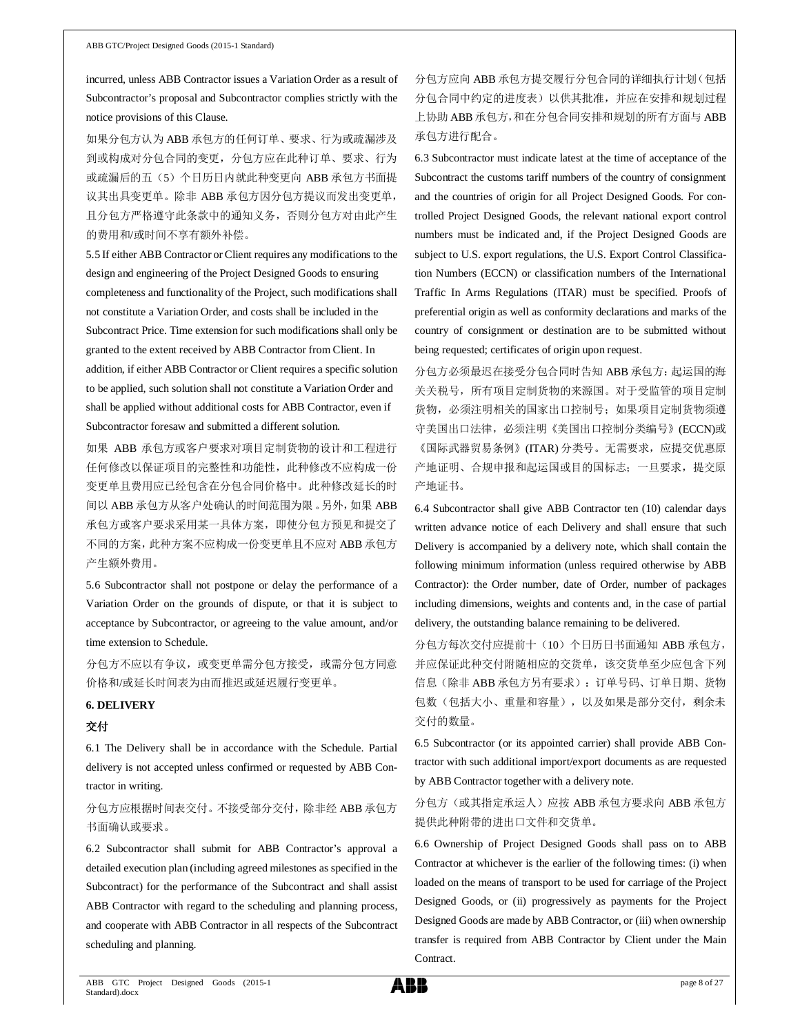incurred, unless ABB Contractor issues a Variation Order as a result of Subcontractor's proposal and Subcontractor complies strictly with the notice provisions of this Clause.

如果分包方认为 ABB 承包方的任何订单、要求、行为或疏漏涉及到或构成对分包合同的变更，分包方应在此种订单、要求、行为或疏漏后的五（5）个日历日内就此种变更向 ABB 承包方书面提议其出具变更单。除非 ABB 承包方因分包方提议而发出变更单，且分包方严格遵守此条款中的通知义务，否则分包方对由此产生的费用和/或时间不享有额外补偿。

5.5 If either ABB Contractor or Client requires any modifications to the design and engineering of the Project Designed Goods to ensuring completeness and functionality of the Project, such modifications shall not constitute a Variation Order, and costs shall be included in the Subcontract Price. Time extension for such modifications shall only be granted to the extent received by ABB Contractor from Client. In addition, if either ABB Contractor or Client requires a specific solution to be applied, such solution shall not constitute a Variation Order and shall be applied without additional costs for ABB Contractor, even if Subcontractor foresaw and submitted a different solution.

如果 ABB 承包方或客户要求对项目定制货物的设计和工程进行任何修改以保证项目的完整性和功能性，此种修改不应构成一份变更单且费用应已经包含在分包合同价格中。此种修改延长的时间以 ABB 承包方从客户处确认的时间范围为限。另外，如果 ABB 承包方或客户要求采用某一具体方案，即使分包方预见和提交了不同的方案，此种方案不应构成一份变更单且不应对 ABB 承包方产生额外费用。

5.6 Subcontractor shall not postpone or delay the performance of a Variation Order on the grounds of dispute, or that it is subject to acceptance by Subcontractor, or agreeing to the value amount, and/or time extension to Schedule.

分包方不应以有争议，或变更单需分包方接受，或需分包方同意价格和/或延长时间表为由而推迟或延迟履行变更单。

## 6. DELIVERY

## 交付

6.1 The Delivery shall be in accordance with the Schedule. Partial delivery is not accepted unless confirmed or requested by ABB Contractor in writing.

分包方应根据时间表交付。不接受部分交付，除非经 ABB 承包方书面确认或要求。

6.2 Subcontractor shall submit for ABB Contractor's approval a detailed execution plan (including agreed milestones as specified in the Subcontract) for the performance of the Subcontract and shall assist ABB Contractor with regard to the scheduling and planning process, and cooperate with ABB Contractor in all respects of the Subcontract scheduling and planning.

分包方应向 ABB 承包方提交履行分包合同的详细执行计划（包括分包合同中约定的进度表）以供其批准，并应在安排和规划过程上协助 ABB 承包方，和在分包合同安排和规划的所有方面与 ABB 承包方进行配合。

6.3 Subcontractor must indicate latest at the time of acceptance of the Subcontract the customs tariff numbers of the country of consignment and the countries of origin for all Project Designed Goods. For controlled Project Designed Goods, the relevant national export control numbers must be indicated and, if the Project Designed Goods are subject to U.S. export regulations, the U.S. Export Control Classification Numbers (ECCN) or classification numbers of the International Traffic In Arms Regulations (ITAR) must be specified. Proofs of preferential origin as well as conformity declarations and marks of the country of consignment or destination are to be submitted without being requested; certificates of origin upon request.

分包方必须最迟在接受分包合同时告知 ABB 承包方：起运国的海关关税号，所有项目定制货物的来源国。对于受监管的项目定制货物，必须注明相关的国家出口控制号；如果项目定制货物须遵守美国出口法律，必须注明《美国出口控制分类编号》(ECCN)或《国际武器贸易条例》(ITAR) 分类号。无需要求，应提交优惠原产地证明、合规申报和起运国或目的国标志；一旦要求，提交原产地证书。

6.4 Subcontractor shall give ABB Contractor ten (10) calendar days written advance notice of each Delivery and shall ensure that such Delivery is accompanied by a delivery note, which shall contain the following minimum information (unless required otherwise by ABB Contractor): the Order number, date of Order, number of packages including dimensions, weights and contents and, in the case of partial delivery, the outstanding balance remaining to be delivered.

分包方每次交付应提前十（10）个日历日书面通知 ABB 承包方，并应保证此种交付附随相应的交货单，该交货单至少应包含下列信息（除非 ABB 承包方另有要求）：订单号码、订单日期、货物包数（包括大小、重量和容量），以及如果是部分交付，剩余未交付的数量。

6.5 Subcontractor (or its appointed carrier) shall provide ABB Contractor with such additional import/export documents as are requested by ABB Contractor together with a delivery note.

分包方（或其指定承运人）应按 ABB 承包方要求向 ABB 承包方提供此种附带的进出口文件和交货单。

6.6 Ownership of Project Designed Goods shall pass on to ABB Contractor at whichever is the earlier of the following times: (i) when loaded on the means of transport to be used for carriage of the Project Designed Goods, or (ii) progressively as payments for the Project Designed Goods are made by ABB Contractor, or (iii) when ownership transfer is required from ABB Contractor by Client under the Main Contract.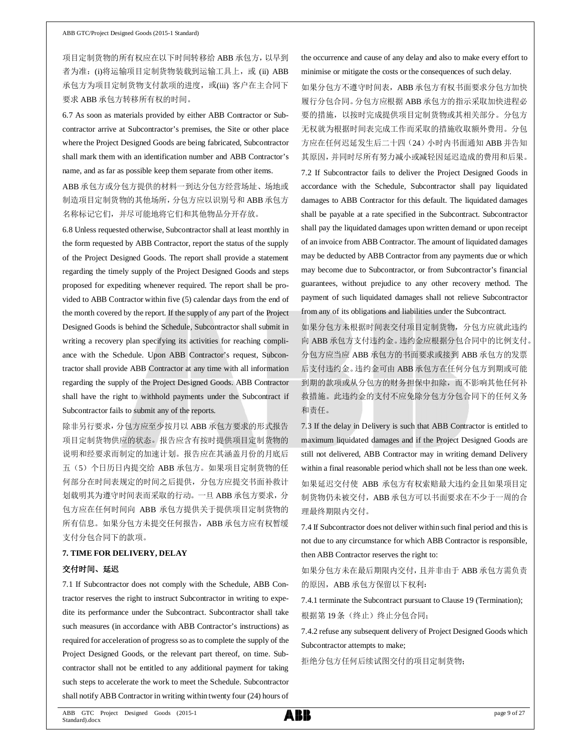项目定制货物的所有权应在以下时间转移给 ABB 承包方，以早到者为准：(i)将运输项目定制货物装载到运输工具上，或 (ii) ABB 承包方为项目定制货物支付款项的进度，或(iii) 客户在主合同下要求 ABB 承包方转移所有权的时间。

6.7 As soon as materials provided by either ABB Contractor or Subcontractor arrive at Subcontractor's premises, the Site or other place where the Project Designed Goods are being fabricated, Subcontractor shall mark them with an identification number and ABB Contractor's name, and as far as possible keep them separate from other items.

ABB 承包方或分包方提供的材料一到达分包方经营场址、场地或制造项目定制货物的其他场所，分包方应以识别号和 ABB 承包方名称标记它们，并尽可能地将它们和其他物品分开存放。

6.8 Unless requested otherwise, Subcontractor shall at least monthly in the form requested by ABB Contractor, report the status of the supply of the Project Designed Goods. The report shall provide a statement regarding the timely supply of the Project Designed Goods and steps proposed for expediting whenever required. The report shall be provided to ABB Contractor within five (5) calendar days from the end of the month covered by the report. If the supply of any part of the Project Designed Goods is behind the Schedule, Subcontractor shall submit in writing a recovery plan specifying its activities for reaching compliance with the Schedule. Upon ABB Contractor's request, Subcontractor shall provide ABB Contractor at any time with all information regarding the supply of the Project Designed Goods. ABB Contractor shall have the right to withhold payments under the Subcontract if Subcontractor fails to submit any of the reports.

除非另行要求，分包方应至少按月以 ABB 承包方要求的形式报告项目定制货物供应的状态。报告应含有按时提供项目定制货物的说明和经要求而制定的加速计划。报告应在其涵盖月份的月底后五（5）个日历日内提交给 ABB 承包方。如果项目定制货物的任何部分在时间表规定的时间之后提供，分包方应提交书面补救计划载明其为遵守时间表而采取的行动。一旦 ABB 承包方要求，分包方应在任何时间向 ABB 承包方提供关于提供项目定制货物的所有信息。如果分包方未提交任何报告，ABB 承包方应有权暂缓支付分包合同下的款项。

**7. TIME FOR DELIVERY, DELAY**

**交付时间、延迟**

7.1 If Subcontractor does not comply with the Schedule, ABB Contractor reserves the right to instruct Subcontractor in writing to expedite its performance under the Subcontract. Subcontractor shall take such measures (in accordance with ABB Contractor's instructions) as required for acceleration of progress so as to complete the supply of the Project Designed Goods, or the relevant part thereof, on time. Subcontractor shall not be entitled to any additional payment for taking such steps to accelerate the work to meet the Schedule. Subcontractor shall notify ABB Contractor in writing within twenty four (24) hours of the occurrence and cause of any delay and also to make every effort to minimise or mitigate the costs or the consequences of such delay.

如果分包方不遵守时间表，ABB 承包方有权书面要求分包方加快履行分包合同。分包方应根据 ABB 承包方的指示采取加快进程必要的措施，以按时完成提供项目定制货物或其相关部分。分包方无权就为根据时间表完成工作而采取的措施收取额外费用。分包方应在任何迟延发生后二十四（24）小时内书面通知 ABB 并告知其原因，并同时尽所有努力减小或减轻因延迟造成的费用和后果。

7.2 If Subcontractor fails to deliver the Project Designed Goods in accordance with the Schedule, Subcontractor shall pay liquidated damages to ABB Contractor for this default. The liquidated damages shall be payable at a rate specified in the Subcontract. Subcontractor shall pay the liquidated damages upon written demand or upon receipt of an invoice from ABB Contractor. The amount of liquidated damages may be deducted by ABB Contractor from any payments due or which may become due to Subcontractor, or from Subcontractor's financial guarantees, without prejudice to any other recovery method. The payment of such liquidated damages shall not relieve Subcontractor from any of its obligations and liabilities under the Subcontract.

如果分包方未根据时间表交付项目定制货物，分包方应就此违约向 ABB 承包方支付违约金。违约金应根据分包合同中的比例支付。分包方应当应 ABB 承包方的书面要求或接到 ABB 承包方的发票后支付违约金。违约金可由 ABB 承包方在任何分包方到期或可能到期的款项或从分包方的财务担保中扣除，而不影响其他任何补救措施。此违约金的支付不应免除分包方分包合同下的任何义务和责任。

7.3 If the delay in Delivery is such that ABB Contractor is entitled to maximum liquidated damages and if the Project Designed Goods are still not delivered, ABB Contractor may in writing demand Delivery within a final reasonable period which shall not be less than one week.

如果延迟交付使 ABB 承包方有权索赔最大违约金且如果项目定制货物仍未被交付，ABB 承包方可以书面要求在不少于一周的合理最终期限内交付。

7.4 If Subcontractor does not deliver within such final period and this is not due to any circumstance for which ABB Contractor is responsible, then ABB Contractor reserves the right to:

如果分包方未在最后期限内交付，且并非由于 ABB 承包方需负责的原因，ABB 承包方保留以下权利：

7.4.1 terminate the Subcontract pursuant to Clause 19 (Termination);

根据第 19 条（终止）终止分包合同；

7.4.2 refuse any subsequent delivery of Project Designed Goods which Subcontractor attempts to make;

拒绝分包方任何后续试图交付的项目定制货物；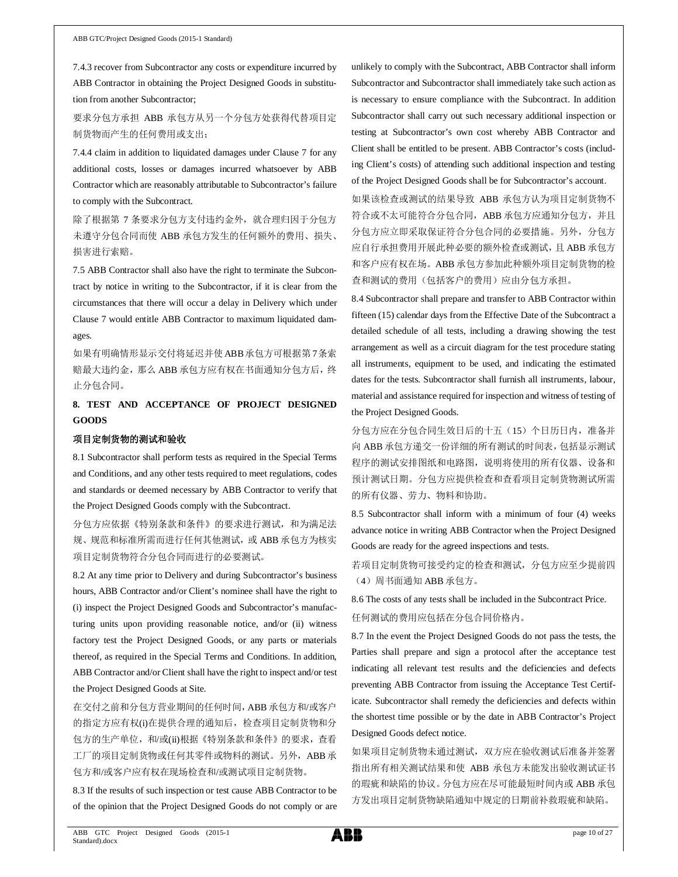7.4.3 recover from Subcontractor any costs or expenditure incurred by ABB Contractor in obtaining the Project Designed Goods in substitution from another Subcontractor;

要求分包方承担 ABB 承包方从另一个分包方处获得代替项目定制货物而产生的任何费用或支出；

7.4.4 claim in addition to liquidated damages under Clause 7 for any additional costs, losses or damages incurred whatsoever by ABB Contractor which are reasonably attributable to Subcontractor's failure to comply with the Subcontract.

除了根据第 7 条要求分包方支付违约金外，就合理归因于分包方未遵守分包合同而使 ABB 承包方发生的任何额外的费用、损失、损害进行索赔。

7.5 ABB Contractor shall also have the right to terminate the Subcontract by notice in writing to the Subcontractor, if it is clear from the circumstances that there will occur a delay in Delivery which under Clause 7 would entitle ABB Contractor to maximum liquidated damages.

如果有明确情形显示交付将延迟并使ABB承包方可根据第7条索赔最大违约金，那么 ABB 承包方应有权在书面通知分包方后，终止分包合同。

## 8. TEST AND ACCEPTANCE OF PROJECT DESIGNED GOODS

### 项目定制货物的测试和验收

8.1 Subcontractor shall perform tests as required in the Special Terms and Conditions, and any other tests required to meet regulations, codes and standards or deemed necessary by ABB Contractor to verify that the Project Designed Goods comply with the Subcontract.

分包方应依据《特别条款和条件》的要求进行测试，和为满足法规、规范和标准所需而进行任何其他测试，或 ABB 承包方为核实项目定制货物符合分包合同而进行的必要测试。

8.2 At any time prior to Delivery and during Subcontractor's business hours, ABB Contractor and/or Client's nominee shall have the right to (i) inspect the Project Designed Goods and Subcontractor's manufacturing units upon providing reasonable notice, and/or (ii) witness factory test the Project Designed Goods, or any parts or materials thereof, as required in the Special Terms and Conditions. In addition, ABB Contractor and/or Client shall have the right to inspect and/or test the Project Designed Goods at Site.

在交付之前和分包方营业期间的任何时间，ABB 承包方和/或客户的指定方应有权(i)在提供合理的通知后，检查项目定制货物和分包方的生产单位，和/或(ii)根据《特别条款和条件》的要求，查看工厂的项目定制货物或任何其零件或物料的测试。另外，ABB 承包方和/或客户应有权在现场检查和/或测试项目定制货物。

8.3 If the results of such inspection or test cause ABB Contractor to be of the opinion that the Project Designed Goods do not comply or are unlikely to comply with the Subcontract, ABB Contractor shall inform Subcontractor and Subcontractor shall immediately take such action as is necessary to ensure compliance with the Subcontract. In addition Subcontractor shall carry out such necessary additional inspection or testing at Subcontractor's own cost whereby ABB Contractor and Client shall be entitled to be present. ABB Contractor's costs (including Client's costs) of attending such additional inspection and testing of the Project Designed Goods shall be for Subcontractor's account.

如果该检查或测试的结果导致 ABB 承包方认为项目定制货物不符合或不太可能符合分包合同，ABB 承包方应通知分包方，并且分包方应立即采取保证符合分包合同的必要措施。另外，分包方应自行承担费用开展此种必要的额外检查或测试，且 ABB 承包方和客户应有权在场。ABB 承包方参加此种额外项目定制货物的检查和测试的费用（包括客户的费用）应由分包方承担。

8.4 Subcontractor shall prepare and transfer to ABB Contractor within fifteen (15) calendar days from the Effective Date of the Subcontract a detailed schedule of all tests, including a drawing showing the test arrangement as well as a circuit diagram for the test procedure stating all instruments, equipment to be used, and indicating the estimated dates for the tests. Subcontractor shall furnish all instruments, labour, material and assistance required for inspection and witness of testing of the Project Designed Goods.

分包方应在分包合同生效日后的十五（15）个日历日内，准备并向 ABB 承包方递交一份详细的所有测试的时间表，包括显示测试程序的测试安排图纸和电路图，说明将使用的所有仪器、设备和预计测试日期。分包方应提供检查和查看项目定制货物测试所需的所有仪器、劳力、物料和协助。

8.5 Subcontractor shall inform with a minimum of four (4) weeks advance notice in writing ABB Contractor when the Project Designed Goods are ready for the agreed inspections and tests.

若项目定制货物可接受约定的检查和测试，分包方应至少提前四（4）周书面通知 ABB 承包方。

8.6 The costs of any tests shall be included in the Subcontract Price.

任何测试的费用应包括在分包合同价格内。

8.7 In the event the Project Designed Goods do not pass the tests, the Parties shall prepare and sign a protocol after the acceptance test indicating all relevant test results and the deficiencies and defects preventing ABB Contractor from issuing the Acceptance Test Certificate. Subcontractor shall remedy the deficiencies and defects within the shortest time possible or by the date in ABB Contractor's Project Designed Goods defect notice.

如果项目定制货物未通过测试，双方应在验收测试后准备并签署指出所有相关测试结果和使 ABB 承包方未能发出验收测试证书的瑕疵和缺陷的协议。分包方应在尽可能最短时间内或 ABB 承包方发出项目定制货物缺陷通知中规定的日期前补救瑕疵和缺陷。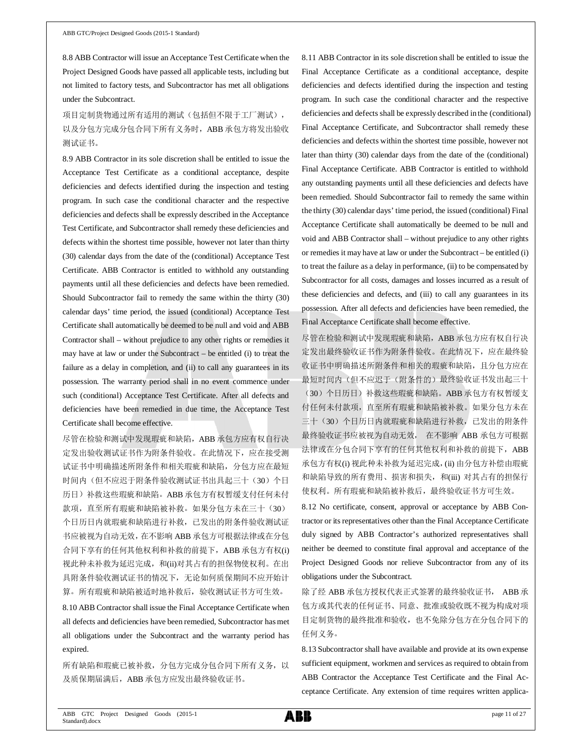8.8 ABB Contractor will issue an Acceptance Test Certificate when the Project Designed Goods have passed all applicable tests, including but not limited to factory tests, and Subcontractor has met all obligations under the Subcontract.

项目定制货物通过所有适用的测试（包括但不限于工厂测试），以及分包方完成分包合同下所有义务时，ABB 承包方将发出验收测试证书。

8.9 ABB Contractor in its sole discretion shall be entitled to issue the Acceptance Test Certificate as a conditional acceptance, despite deficiencies and defects identified during the inspection and testing program. In such case the conditional character and the respective deficiencies and defects shall be expressly described in the Acceptance Test Certificate, and Subcontractor shall remedy these deficiencies and defects within the shortest time possible, however not later than thirty (30) calendar days from the date of the (conditional) Acceptance Test Certificate. ABB Contractor is entitled to withhold any outstanding payments until all these deficiencies and defects have been remedied. Should Subcontractor fail to remedy the same within the thirty (30) calendar days' time period, the issued (conditional) Acceptance Test Certificate shall automatically be deemed to be null and void and ABB Contractor shall – without prejudice to any other rights or remedies it may have at law or under the Subcontract – be entitled (i) to treat the failure as a delay in completion, and (ii) to call any guarantees in its possession. The warranty period shall in no event commence under such (conditional) Acceptance Test Certificate. After all defects and deficiencies have been remedied in due time, the Acceptance Test Certificate shall become effective.

尽管在检验和测试中发现瑕疵和缺陷，ABB 承包方应有权自行决定发出验收测试证书作为附条件验收。在此情况下，应在接受测试证书中明确描述所附条件和相关瑕疵和缺陷，分包方应在最短时间内（但不应迟于附条件验收测试证书出具起三十（30）个日历日）补救这些瑕疵和缺陷。ABB 承包方有权暂缓支付任何未付款项，直至所有瑕疵和缺陷被补救。如果分包方未在三十（30）个日历日内就瑕疵和缺陷进行补救，已发出的附条件验收测试证书应被视为自动无效，在不影响 ABB 承包方可根据法律或在分包合同下享有的任何其他权利和补救的前提下，ABB 承包方有权(i)视此种未补救为延迟完成，和(ii)对其占有的担保物使权利。在出具附条件验收测试证书的情况下，无论如何质保期间不应开始计算。所有瑕疵和缺陷被适时地补救后，验收测试证书方可生效。

8.10 ABB Contractor shall issue the Final Acceptance Certificate when all defects and deficiencies have been remedied, Subcontractor has met all obligations under the Subcontract and the warranty period has expired.

所有缺陷和瑕疵已被补救，分包方完成分包合同下所有义务，以及质保期届满后，ABB 承包方应发出最终验收证书。

8.11 ABB Contractor in its sole discretion shall be entitled to issue the Final Acceptance Certificate as a conditional acceptance, despite deficiencies and defects identified during the inspection and testing program. In such case the conditional character and the respective deficiencies and defects shall be expressly described in the (conditional) Final Acceptance Certificate, and Subcontractor shall remedy these deficiencies and defects within the shortest time possible, however not later than thirty (30) calendar days from the date of the (conditional) Final Acceptance Certificate. ABB Contractor is entitled to withhold any outstanding payments until all these deficiencies and defects have been remedied. Should Subcontractor fail to remedy the same within the thirty (30) calendar days' time period, the issued (conditional) Final Acceptance Certificate shall automatically be deemed to be null and void and ABB Contractor shall – without prejudice to any other rights or remedies it may have at law or under the Subcontract – be entitled (i) to treat the failure as a delay in performance, (ii) to be compensated by Subcontractor for all costs, damages and losses incurred as a result of these deficiencies and defects, and (iii) to call any guarantees in its possession. After all defects and deficiencies have been remedied, the Final Acceptance Certificate shall become effective.

尽管在检验和测试中发现瑕疵和缺陷，ABB 承包方应有权自行决定发出最终验收证书作为附条件验收。在此情况下，应在最终验收证书中明确描述所附条件和相关的瑕疵和缺陷，且分包方应在最短时间内（但不应迟于（附条件的）最终验收证书发出起三十（30）个日历日）补救这些瑕疵和缺陷。ABB 承包方有权暂缓支付任何未付款项，直至所有瑕疵和缺陷被补救。如果分包方未在三十（30）个日历日内就瑕疵和缺陷进行补救，已发出的附条件最终验收证书应被视为自动无效， 在不影响 ABB 承包方可根据法律或在分包合同下享有的任何其他权利和补救的前提下，ABB 承包方有权(i) 视此种未补救为延迟完成，(ii) 由分包方补偿由瑕疵和缺陷导致的所有费用、损害和损失，和(iii) 对其占有的担保行使权利。所有瑕疵和缺陷被补救后，最终验收证书方可生效。

8.12 No certificate, consent, approval or acceptance by ABB Contractor or its representatives other than the Final Acceptance Certificate duly signed by ABB Contractor's authorized representatives shall neither be deemed to constitute final approval and acceptance of the Project Designed Goods nor relieve Subcontractor from any of its obligations under the Subcontract.

除了经 ABB 承包方授权代表正式签署的最终验收证书， ABB 承包方或其代表的任何证书、同意、批准或验收既不视为构成对项目定制货物的最终批准和验收，也不免除分包方在分包合同下的任何义务。

8.13 Subcontractor shall have available and provide at its own expense sufficient equipment, workmen and services as required to obtain from ABB Contractor the Acceptance Test Certificate and the Final Acceptance Certificate. Any extension of time requires written applica-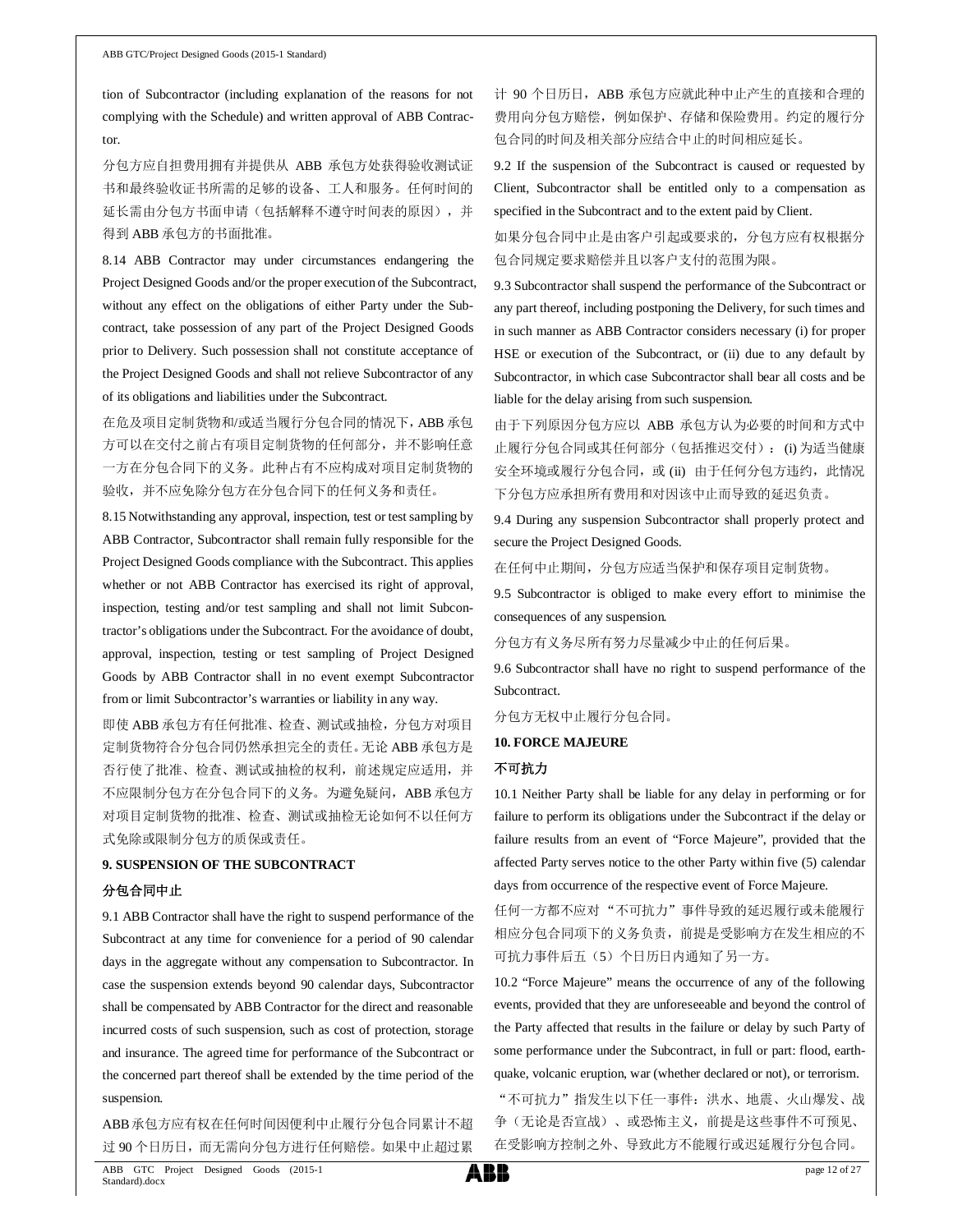tion of Subcontractor (including explanation of the reasons for not complying with the Schedule) and written approval of ABB Contractor.

分包方应自担费用拥有并提供从 ABB 承包方处获得验收测试证书和最终验收证书所需的足够的设备、工人和服务。任何时间的延长需由分包方书面申请（包括解释不遵守时间表的原因），并得到 ABB 承包方的书面批准。

8.14 ABB Contractor may under circumstances endangering the Project Designed Goods and/or the proper execution of the Subcontract, without any effect on the obligations of either Party under the Subcontract, take possession of any part of the Project Designed Goods prior to Delivery. Such possession shall not constitute acceptance of the Project Designed Goods and shall not relieve Subcontractor of any of its obligations and liabilities under the Subcontract.

在危及项目定制货物和/或适当履行分包合同的情况下，ABB 承包方可以在交付之前占有项目定制货物的任何部分，并不影响任意一方在分包合同下的义务。此种占有不应构成对项目定制货物的验收，并不应免除分包方在分包合同下的任何义务和责任。

8.15 Notwithstanding any approval, inspection, test or test sampling by ABB Contractor, Subcontractor shall remain fully responsible for the Project Designed Goods compliance with the Subcontract. This applies whether or not ABB Contractor has exercised its right of approval, inspection, testing and/or test sampling and shall not limit Subcontractor's obligations under the Subcontract. For the avoidance of doubt, approval, inspection, testing or test sampling of Project Designed Goods by ABB Contractor shall in no event exempt Subcontractor from or limit Subcontractor's warranties or liability in any way.

即使 ABB 承包方有任何批准、检查、测试或抽检，分包方对项目定制货物符合分包合同仍然承担完全的责任。无论 ABB 承包方是否行使了批准、检查、测试或抽检的权利，前述规定应适用，并不应限制分包方在分包合同下的义务。为避免疑问，ABB 承包方对项目定制货物的批准、检查、测试或抽检无论如何不以任何方式免除或限制分包方的质保或责任。

## 9. SUSPENSION OF THE SUBCONTRACT

## 分包合同中止

9.1 ABB Contractor shall have the right to suspend performance of the Subcontract at any time for convenience for a period of 90 calendar days in the aggregate without any compensation to Subcontractor. In case the suspension extends beyond 90 calendar days, Subcontractor shall be compensated by ABB Contractor for the direct and reasonable incurred costs of such suspension, such as cost of protection, storage and insurance. The agreed time for performance of the Subcontract or the concerned part thereof shall be extended by the time period of the suspension.

ABB承包方应有权在任何时间因便利中止履行分包合同累计不超过 90 个日历日，而无需向分包方进行任何赔偿。如果中止超过累计 90 个日历日，ABB 承包方应就此种中止产生的直接和合理的费用向分包方赔偿，例如保护、存储和保险费用。约定的履行分包合同的时间及相关部分应结合中止的时间相应延长。

9.2 If the suspension of the Subcontract is caused or requested by Client, Subcontractor shall be entitled only to a compensation as specified in the Subcontract and to the extent paid by Client.

如果分包合同中止是由客户引起或要求的，分包方应有权根据分包合同规定要求赔偿并且以客户支付的范围为限。

9.3 Subcontractor shall suspend the performance of the Subcontract or any part thereof, including postponing the Delivery, for such times and in such manner as ABB Contractor considers necessary (i) for proper HSE or execution of the Subcontract, or (ii) due to any default by Subcontractor, in which case Subcontractor shall bear all costs and be liable for the delay arising from such suspension.

由于下列原因分包方应以 ABB 承包方认为必要的时间和方式中止履行分包合同或其任何部分（包括推迟交付）：(i) 为适当健康安全环境或履行分包合同，或 (ii) 由于任何分包方违约，此情况下分包方应承担所有费用和对因该中止而导致的延迟负责。

9.4 During any suspension Subcontractor shall properly protect and secure the Project Designed Goods.

在任何中止期间，分包方应适当保护和保存项目定制货物。

9.5 Subcontractor is obliged to make every effort to minimise the consequences of any suspension.

分包方有义务尽所有努力尽量减少中止的任何后果。

9.6 Subcontractor shall have no right to suspend performance of the Subcontract.

分包方无权中止履行分包合同。

## 10. FORCE MAJEURE

## 不可抗力

10.1 Neither Party shall be liable for any delay in performing or for failure to perform its obligations under the Subcontract if the delay or failure results from an event of "Force Majeure", provided that the affected Party serves notice to the other Party within five (5) calendar days from occurrence of the respective event of Force Majeure.

任何一方都不应对"不可抗力"事件导致的延迟履行或未能履行相应分包合同项下的义务负责，前提是受影响方在发生相应的不可抗力事件后五（5）个日历日内通知了另一方。

10.2 "Force Majeure" means the occurrence of any of the following events, provided that they are unforeseeable and beyond the control of the Party affected that results in the failure or delay by such Party of some performance under the Subcontract, in full or part: flood, earthquake, volcanic eruption, war (whether declared or not), or terrorism.

"不可抗力"指发生以下任一事件：洪水、地震、火山爆发、战争（无论是否宣战）、或恐怖主义，前提是这些事件不可预见、在受影响方控制之外、导致此方不能履行或迟延履行分包合同。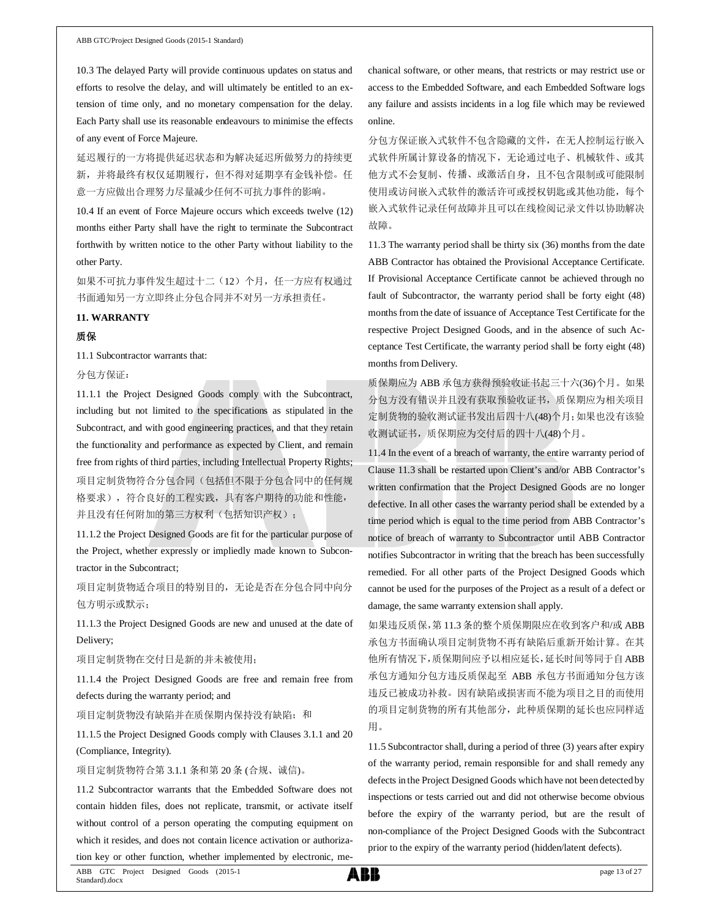10.3 The delayed Party will provide continuous updates on status and efforts to resolve the delay, and will ultimately be entitled to an extension of time only, and no monetary compensation for the delay. Each Party shall use its reasonable endeavours to minimise the effects of any event of Force Majeure.

延迟履行的一方将提供延迟状态和为解决延迟所做努力的持续更新，并将最终有权仅延期履行，但不得对延期享有金钱补偿。任意一方应做出合理努力尽量减少任何不可抗力事件的影响。

10.4 If an event of Force Majeure occurs which exceeds twelve (12) months either Party shall have the right to terminate the Subcontract forthwith by written notice to the other Party without liability to the other Party.

如果不可抗力事件发生超过十二（12）个月，任一方应有权通过书面通知另一方立即终止分包合同并不对另一方承担责任。

**11. WARRANTY**

**质保**

11.1 Subcontractor warrants that:

分包方保证：

11.1.1 the Project Designed Goods comply with the Subcontract, including but not limited to the specifications as stipulated in the Subcontract, and with good engineering practices, and that they retain the functionality and performance as expected by Client, and remain free from rights of third parties, including Intellectual Property Rights;

项目定制货物符合分包合同（包括但不限于分包合同中的任何规格要求），符合良好的工程实践，具有客户期待的功能和性能，并且没有任何附加的第三方权利（包括知识产权）；

11.1.2 the Project Designed Goods are fit for the particular purpose of the Project, whether expressly or impliedly made known to Subcontractor in the Subcontract;

项目定制货物适合项目的特别目的，无论是否在分包合同中向分包方明示或默示；

11.1.3 the Project Designed Goods are new and unused at the date of Delivery;

项目定制货物在交付日是新的并未被使用；

11.1.4 the Project Designed Goods are free and remain free from defects during the warranty period; and

项目定制货物没有缺陷并在质保期内保持没有缺陷；和

11.1.5 the Project Designed Goods comply with Clauses 3.1.1 and 20 (Compliance, Integrity).

项目定制货物符合第 3.1.1 条和第 20 条 (合规、诚信)。

11.2 Subcontractor warrants that the Embedded Software does not contain hidden files, does not replicate, transmit, or activate itself without control of a person operating the computing equipment on which it resides, and does not contain licence activation or authorization key or other function, whether implemented by electronic, mechanical software, or other means, that restricts or may restrict use or access to the Embedded Software, and each Embedded Software logs any failure and assists incidents in a log file which may be reviewed online.

分包方保证嵌入式软件不包含隐藏的文件，在无人控制运行嵌入式软件所属计算设备的情况下，无论通过电子、机械软件、或其他方式不会复制、传播、或激活自身，且不包含限制或可能限制使用或访问嵌入式软件的激活许可或授权钥匙或其他功能，每个嵌入式软件记录任何故障并且可以在线检阅记录文件以协助解决故障。

11.3 The warranty period shall be thirty six (36) months from the date ABB Contractor has obtained the Provisional Acceptance Certificate. If Provisional Acceptance Certificate cannot be achieved through no fault of Subcontractor, the warranty period shall be forty eight (48) months from the date of issuance of Acceptance Test Certificate for the respective Project Designed Goods, and in the absence of such Acceptance Test Certificate, the warranty period shall be forty eight (48) months from Delivery.

质保期应为 ABB 承包方获得预验收证书起三十六(36)个月。如果分包方没有错误并且没有获取预验收证书，质保期应为相关项目定制货物的验收测试证书发出后四十八(48)个月；如果也没有该验收测试证书，质保期应为交付后的四十八(48)个月。

11.4 In the event of a breach of warranty, the entire warranty period of Clause 11.3 shall be restarted upon Client's and/or ABB Contractor's written confirmation that the Project Designed Goods are no longer defective. In all other cases the warranty period shall be extended by a time period which is equal to the time period from ABB Contractor's notice of breach of warranty to Subcontractor until ABB Contractor notifies Subcontractor in writing that the breach has been successfully remedied. For all other parts of the Project Designed Goods which cannot be used for the purposes of the Project as a result of a defect or damage, the same warranty extension shall apply.

如果违反质保，第 11.3 条的整个质保期限应在收到客户和/或 ABB 承包方书面确认项目定制货物不再有缺陷后重新开始计算。在其他所有情况下，质保期间应予以相应延长，延长时间等同于自 ABB 承包方通知分包方违反质保起至 ABB 承包方书面通知分包方该违反已被成功补救。因有缺陷或损害而不能为项目之目的而使用的项目定制货物的所有其他部分，此种质保期的延长也应同样适用。

11.5 Subcontractor shall, during a period of three (3) years after expiry of the warranty period, remain responsible for and shall remedy any defects in the Project Designed Goods which have not been detected by inspections or tests carried out and did not otherwise become obvious before the expiry of the warranty period, but are the result of non-compliance of the Project Designed Goods with the Subcontract prior to the expiry of the warranty period (hidden/latent defects).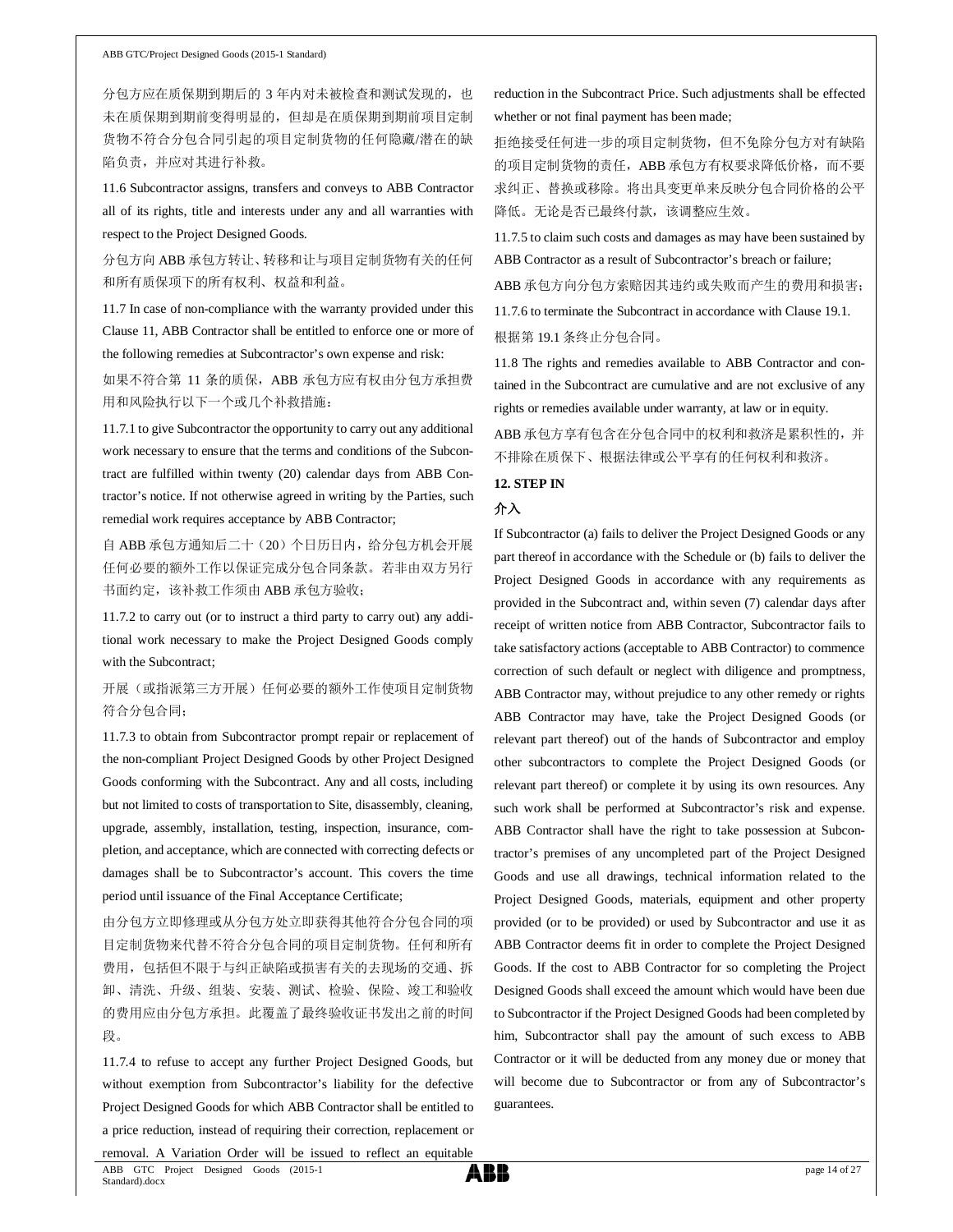分包方应在质保期到期后的 3 年内对未被检查和测试发现的，也未在质保期到期前变得明显的，但却是在质保期到期前项目定制货物不符合分包合同引起的项目定制货物的任何隐藏/潜在的缺陷负责，并应对其进行补救。

11.6 Subcontractor assigns, transfers and conveys to ABB Contractor all of its rights, title and interests under any and all warranties with respect to the Project Designed Goods.

分包方向 ABB 承包方转让、转移和让与项目定制货物有关的任何和所有质保项下的所有权利、权益和利益。

11.7 In case of non-compliance with the warranty provided under this Clause 11, ABB Contractor shall be entitled to enforce one or more of the following remedies at Subcontractor's own expense and risk:

如果不符合第 11 条的质保，ABB 承包方应有权由分包方承担费用和风险执行以下一个或几个补救措施：

11.7.1 to give Subcontractor the opportunity to carry out any additional work necessary to ensure that the terms and conditions of the Subcontract are fulfilled within twenty (20) calendar days from ABB Contractor's notice. If not otherwise agreed in writing by the Parties, such remedial work requires acceptance by ABB Contractor;

自 ABB 承包方通知后二十（20）个日历日内，给分包方机会开展任何必要的额外工作以保证完成分包合同条款。若非由双方另行书面约定，该补救工作须由 ABB 承包方验收；

11.7.2 to carry out (or to instruct a third party to carry out) any additional work necessary to make the Project Designed Goods comply with the Subcontract;

开展（或指派第三方开展）任何必要的额外工作使项目定制货物符合分包合同；

11.7.3 to obtain from Subcontractor prompt repair or replacement of the non-compliant Project Designed Goods by other Project Designed Goods conforming with the Subcontract. Any and all costs, including but not limited to costs of transportation to Site, disassembly, cleaning, upgrade, assembly, installation, testing, inspection, insurance, completion, and acceptance, which are connected with correcting defects or damages shall be to Subcontractor's account. This covers the time period until issuance of the Final Acceptance Certificate;

由分包方立即修理或从分包方处立即获得其他符合分包合同的项目定制货物来代替不符合分包合同的项目定制货物。任何和所有费用，包括但不限于与纠正缺陷或损害有关的去现场的交通、拆卸、清洗、升级、组装、安装、测试、检验、保险、竣工和验收的费用应由分包方承担。此覆盖了最终验收证书发出之前的时间段。

11.7.4 to refuse to accept any further Project Designed Goods, but without exemption from Subcontractor's liability for the defective Project Designed Goods for which ABB Contractor shall be entitled to a price reduction, instead of requiring their correction, replacement or removal. A Variation Order will be issued to reflect an equitable reduction in the Subcontract Price. Such adjustments shall be effected whether or not final payment has been made;

拒绝接受任何进一步的项目定制货物，但不免除分包方对有缺陷的项目定制货物的责任，ABB 承包方有权要求降低价格，而不要求纠正、替换或移除。将出具变更单来反映分包合同价格的公平降低。无论是否已最终付款，该调整应生效。

11.7.5 to claim such costs and damages as may have been sustained by ABB Contractor as a result of Subcontractor's breach or failure;

ABB 承包方向分包方索赔因其违约或失败而产生的费用和损害；

11.7.6 to terminate the Subcontract in accordance with Clause 19.1.

根据第 19.1 条终止分包合同。

11.8 The rights and remedies available to ABB Contractor and contained in the Subcontract are cumulative and are not exclusive of any rights or remedies available under warranty, at law or in equity.

ABB 承包方享有包含在分包合同中的权利和救济是累积性的，并不排除在质保下、根据法律或公平享有的任何权利和救济。

## 12. STEP IN

## 介入

If Subcontractor (a) fails to deliver the Project Designed Goods or any part thereof in accordance with the Schedule or (b) fails to deliver the Project Designed Goods in accordance with any requirements as provided in the Subcontract and, within seven (7) calendar days after receipt of written notice from ABB Contractor, Subcontractor fails to take satisfactory actions (acceptable to ABB Contractor) to commence correction of such default or neglect with diligence and promptness, ABB Contractor may, without prejudice to any other remedy or rights ABB Contractor may have, take the Project Designed Goods (or relevant part thereof) out of the hands of Subcontractor and employ other subcontractors to complete the Project Designed Goods (or relevant part thereof) or complete it by using its own resources. Any such work shall be performed at Subcontractor's risk and expense. ABB Contractor shall have the right to take possession at Subcontractor's premises of any uncompleted part of the Project Designed Goods and use all drawings, technical information related to the Project Designed Goods, materials, equipment and other property provided (or to be provided) or used by Subcontractor and use it as ABB Contractor deems fit in order to complete the Project Designed Goods. If the cost to ABB Contractor for so completing the Project Designed Goods shall exceed the amount which would have been due to Subcontractor if the Project Designed Goods had been completed by him, Subcontractor shall pay the amount of such excess to ABB Contractor or it will be deducted from any money due or money that will become due to Subcontractor or from any of Subcontractor's guarantees.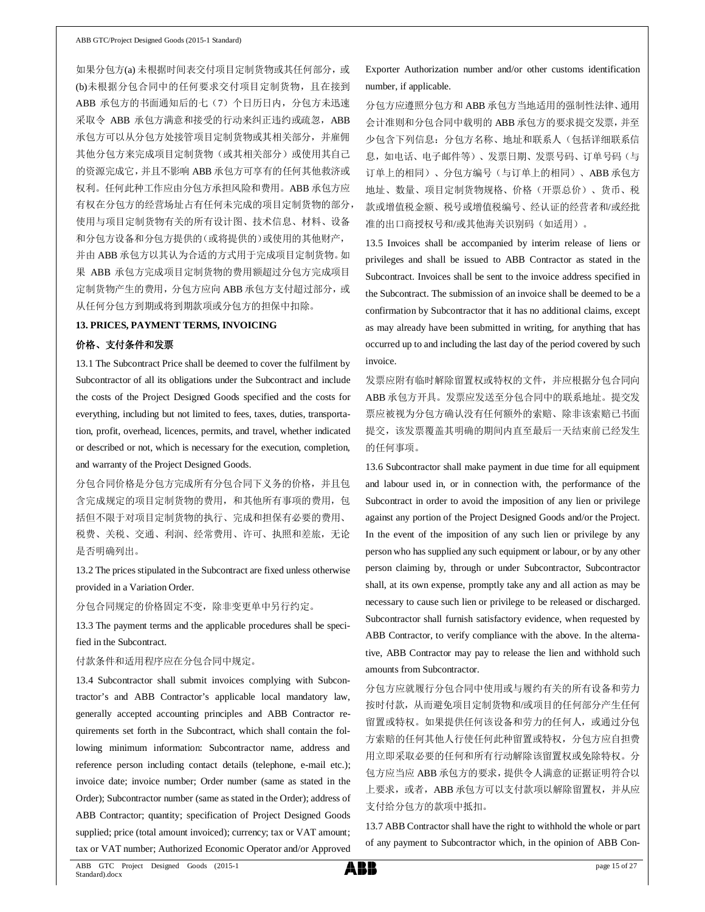如果分包方(a) 未根据时间表交付项目定制货物或其任何部分，或(b)未根据分包合同中的任何要求交付项目定制货物，且在接到 ABB 承包方的书面通知后的七（7）个日历日内，分包方未迅速采取令 ABB 承包方满意和接受的行动来纠正违约或疏忽，ABB 承包方可以从分包方处接管项目定制货物或其相关部分，并雇佣其他分包方来完成项目定制货物（或其相关部分）或使用其自己的资源完成它，并且不影响 ABB 承包方可享有的任何其他救济或权利。任何此种工作应由分包方承担风险和费用。ABB 承包方应有权在分包方的经营场址占有任何未完成的项目定制货物的部分，使用与项目定制货物有关的所有设计图、技术信息、材料、设备和分包方设备和分包方提供的(或将提供的)或使用的其他财产，并由 ABB 承包方以其认为合适的方式用于完成项目定制货物。如果 ABB 承包方完成项目定制货物的费用额超过分包方完成项目定制货物产生的费用，分包方应向 ABB 承包方支付超过部分，或从任何分包方到期或将到期款项或分包方的担保中扣除。

## 13. PRICES, PAYMENT TERMS, INVOICING

## 价格、支付条件和发票

13.1 The Subcontract Price shall be deemed to cover the fulfilment by Subcontractor of all its obligations under the Subcontract and include the costs of the Project Designed Goods specified and the costs for everything, including but not limited to fees, taxes, duties, transportation, profit, overhead, licences, permits, and travel, whether indicated or described or not, which is necessary for the execution, completion, and warranty of the Project Designed Goods.

分包合同价格是分包方完成所有分包合同下义务的价格，并且包含完成规定的项目定制货物的费用，和其他所有事项的费用，包括但不限于对项目定制货物的执行、完成和担保有必要的费用、税费、关税、交通、利润、经常费用、许可、执照和差旅，无论是否明确列出。

13.2 The prices stipulated in the Subcontract are fixed unless otherwise provided in a Variation Order.

分包合同规定的价格固定不变，除非变更单中另行约定。

13.3 The payment terms and the applicable procedures shall be specified in the Subcontract.

付款条件和适用程序应在分包合同中规定。

13.4 Subcontractor shall submit invoices complying with Subcontractor's and ABB Contractor's applicable local mandatory law, generally accepted accounting principles and ABB Contractor requirements set forth in the Subcontract, which shall contain the following minimum information: Subcontractor name, address and reference person including contact details (telephone, e-mail etc.); invoice date; invoice number; Order number (same as stated in the Order); Subcontractor number (same as stated in the Order); address of ABB Contractor; quantity; specification of Project Designed Goods supplied; price (total amount invoiced); currency; tax or VAT amount; tax or VAT number; Authorized Economic Operator and/or Approved Exporter Authorization number and/or other customs identification number, if applicable.

分包方应遵照分包方和 ABB 承包方当地适用的强制性法律、通用会计准则和分包合同中载明的 ABB 承包方的要求提交发票，并至少包含下列信息：分包方名称、地址和联系人（包括详细联系信息，如电话、电子邮件等）、发票日期、发票号码、订单号码（与订单上的相同）、分包方编号（与订单上的相同）、ABB 承包方地址、数量、项目定制货物规格、价格（开票总价）、货币、税款或增值税金额、税号或增值税编号、经认证的经营者和/或经批准的出口商授权号和/或其他海关识别码（如适用）。

13.5 Invoices shall be accompanied by interim release of liens or privileges and shall be issued to ABB Contractor as stated in the Subcontract. Invoices shall be sent to the invoice address specified in the Subcontract. The submission of an invoice shall be deemed to be a confirmation by Subcontractor that it has no additional claims, except as may already have been submitted in writing, for anything that has occurred up to and including the last day of the period covered by such invoice.

发票应附有临时解除留置权或特权的文件，并应根据分包合同向 ABB 承包方开具。发票应发送至分包合同中的联系地址。提交发票应被视为分包方确认没有任何额外的索赔、除非该索赔已书面提交，该发票覆盖其明确的期间内直至最后一天结束前已经发生的任何事项。

13.6 Subcontractor shall make payment in due time for all equipment and labour used in, or in connection with, the performance of the Subcontract in order to avoid the imposition of any lien or privilege against any portion of the Project Designed Goods and/or the Project. In the event of the imposition of any such lien or privilege by any person who has supplied any such equipment or labour, or by any other person claiming by, through or under Subcontractor, Subcontractor shall, at its own expense, promptly take any and all action as may be necessary to cause such lien or privilege to be released or discharged. Subcontractor shall furnish satisfactory evidence, when requested by ABB Contractor, to verify compliance with the above. In the alternative, ABB Contractor may pay to release the lien and withhold such amounts from Subcontractor.

分包方应就履行分包合同中使用或与履约有关的所有设备和劳力按时付款，从而避免项目定制货物和/或项目的任何部分产生任何留置或特权。如果提供任何该设备和劳力的任何人，或通过分包方索赔的任何其他人行使任何此种留置或特权，分包方应自担费用立即采取必要的任何和所有行动解除该留置权或免除特权。分包方应当应 ABB 承包方的要求，提供令人满意的证据证明符合以上要求，或者，ABB 承包方可以支付款项以解除留置权，并从应支付给分包方的款项中抵扣。

13.7 ABB Contractor shall have the right to withhold the whole or part of any payment to Subcontractor which, in the opinion of ABB Con-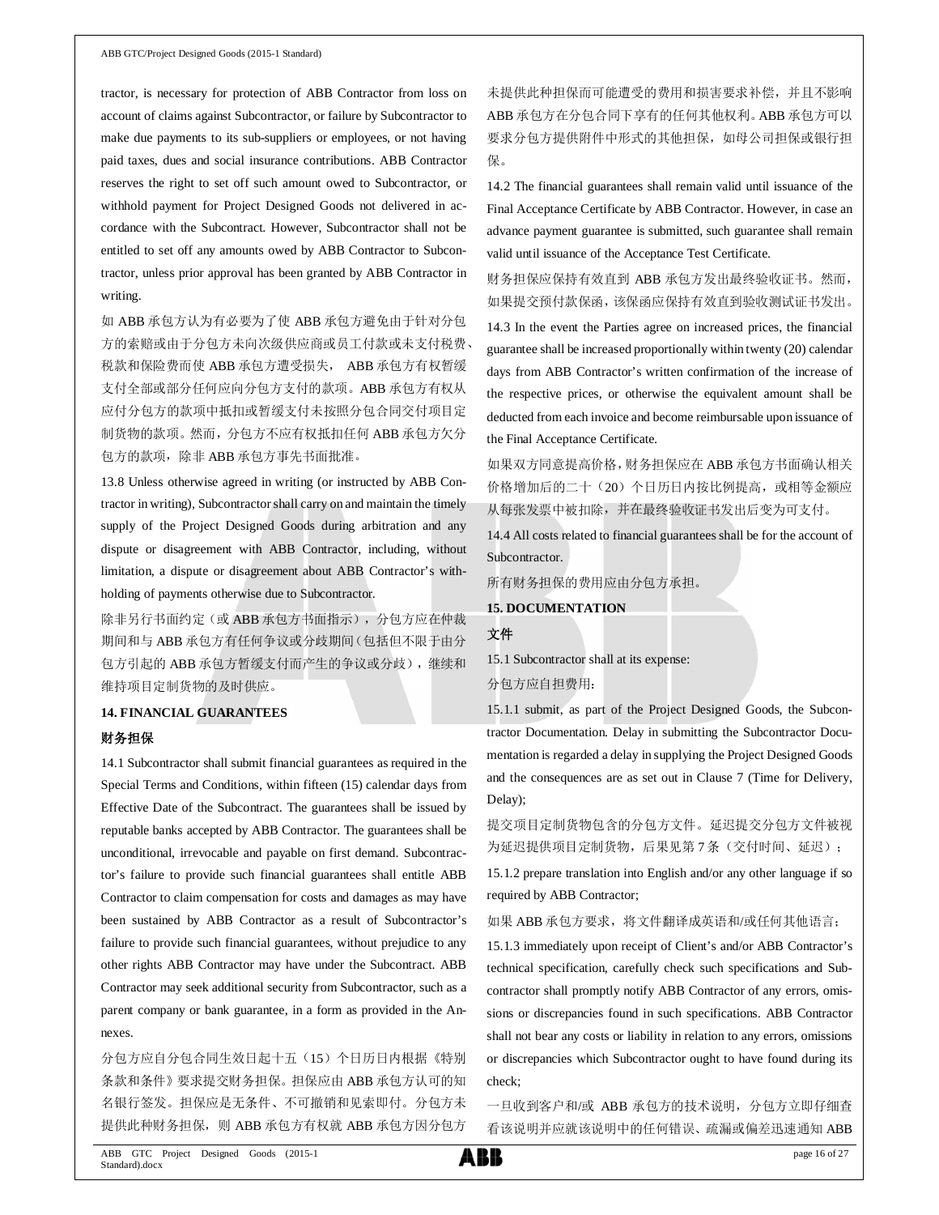tractor, is necessary for protection of ABB Contractor from loss on account of claims against Subcontractor, or failure by Subcontractor to make due payments to its sub-suppliers or employees, or not having paid taxes, dues and social insurance contributions. ABB Contractor reserves the right to set off such amount owed to Subcontractor, or withhold payment for Project Designed Goods not delivered in accordance with the Subcontract. However, Subcontractor shall not be entitled to set off any amounts owed by ABB Contractor to Subcontractor, unless prior approval has been granted by ABB Contractor in writing.

如 ABB 承包方认为有必要为了使 ABB 承包方避免由于针对分包方的索赔或由于分包方未向次级供应商或员工付款或未支付税费、税款和保险费而使 ABB 承包方遭受损失， ABB 承包方有权暂缓支付全部或部分任何应向分包方支付的款项。ABB 承包方有权从应付分包方的款项中抵扣或暂缓支付未按照分包合同交付项目定制货物的款项。然而，分包方不应有权抵扣任何 ABB 承包方欠分包方的款项，除非 ABB 承包方事先书面批准。

13.8 Unless otherwise agreed in writing (or instructed by ABB Contractor in writing), Subcontractor shall carry on and maintain the timely supply of the Project Designed Goods during arbitration and any dispute or disagreement with ABB Contractor, including, without limitation, a dispute or disagreement about ABB Contractor's withholding of payments otherwise due to Subcontractor.

除非另行书面约定（或 ABB 承包方书面指示），分包方应在仲裁期间和与 ABB 承包方有任何争议或分歧期间（包括但不限于由分包方引起的 ABB 承包方暂缓支付而产生的争议或分歧），继续和维持项目定制货物的及时供应。

**14. FINANCIAL GUARANTEES**

**财务担保**

14.1 Subcontractor shall submit financial guarantees as required in the Special Terms and Conditions, within fifteen (15) calendar days from Effective Date of the Subcontract. The guarantees shall be issued by reputable banks accepted by ABB Contractor. The guarantees shall be unconditional, irrevocable and payable on first demand. Subcontractor's failure to provide such financial guarantees shall entitle ABB Contractor to claim compensation for costs and damages as may have been sustained by ABB Contractor as a result of Subcontractor's failure to provide such financial guarantees, without prejudice to any other rights ABB Contractor may have under the Subcontract. ABB Contractor may seek additional security from Subcontractor, such as a parent company or bank guarantee, in a form as provided in the Annexes.

分包方应自分包合同生效日起十五（15）个日历日内根据《特别条款和条件》要求提交财务担保。担保应由 ABB 承包方认可的知名银行签发。担保应是无条件、不可撤销和见索即付。分包方未提供此种财务担保，则 ABB 承包方有权就 ABB 承包方因分包方未提供此种担保而可能遭受的费用和损害要求补偿，并且不影响 ABB 承包方在分包合同下享有的任何其他权利。ABB 承包方可以要求分包方提供附件中形式的其他担保，如母公司担保或银行担保。

14.2 The financial guarantees shall remain valid until issuance of the Final Acceptance Certificate by ABB Contractor. However, in case an advance payment guarantee is submitted, such guarantee shall remain valid until issuance of the Acceptance Test Certificate.

财务担保应保持有效直到 ABB 承包方发出最终验收证书。然而，如果提交预付款保函，该保函应保持有效直到验收测试证书发出。

14.3 In the event the Parties agree on increased prices, the financial guarantee shall be increased proportionally within twenty (20) calendar days from ABB Contractor's written confirmation of the increase of the respective prices, or otherwise the equivalent amount shall be deducted from each invoice and become reimbursable upon issuance of the Final Acceptance Certificate.

如果双方同意提高价格，财务担保应在 ABB 承包方书面确认相关价格增加后的二十（20）个日历日内按比例提高，或相等金额应从每张发票中被扣除，并在最终验收证书发出后变为可支付。

14.4 All costs related to financial guarantees shall be for the account of Subcontractor.

所有财务担保的费用应由分包方承担。

**15. DOCUMENTATION**

**文件**

15.1 Subcontractor shall at its expense:

分包方应自担费用：

15.1.1 submit, as part of the Project Designed Goods, the Subcontractor Documentation. Delay in submitting the Subcontractor Documentation is regarded a delay in supplying the Project Designed Goods and the consequences are as set out in Clause 7 (Time for Delivery, Delay);

提交项目定制货物包含的分包方文件。延迟提交分包方文件被视为延迟提供项目定制货物，后果见第 7 条（交付时间、延迟）；

15.1.2 prepare translation into English and/or any other language if so required by ABB Contractor;

如果 ABB 承包方要求，将文件翻译成英语和/或任何其他语言；

15.1.3 immediately upon receipt of Client's and/or ABB Contractor's technical specification, carefully check such specifications and Subcontractor shall promptly notify ABB Contractor of any errors, omissions or discrepancies found in such specifications. ABB Contractor shall not bear any costs or liability in relation to any errors, omissions or discrepancies which Subcontractor ought to have found during its check;

一旦收到客户和/或 ABB 承包方的技术说明，分包方立即仔细查看该说明并应就该说明中的任何错误、疏漏或偏差迅速通知 ABB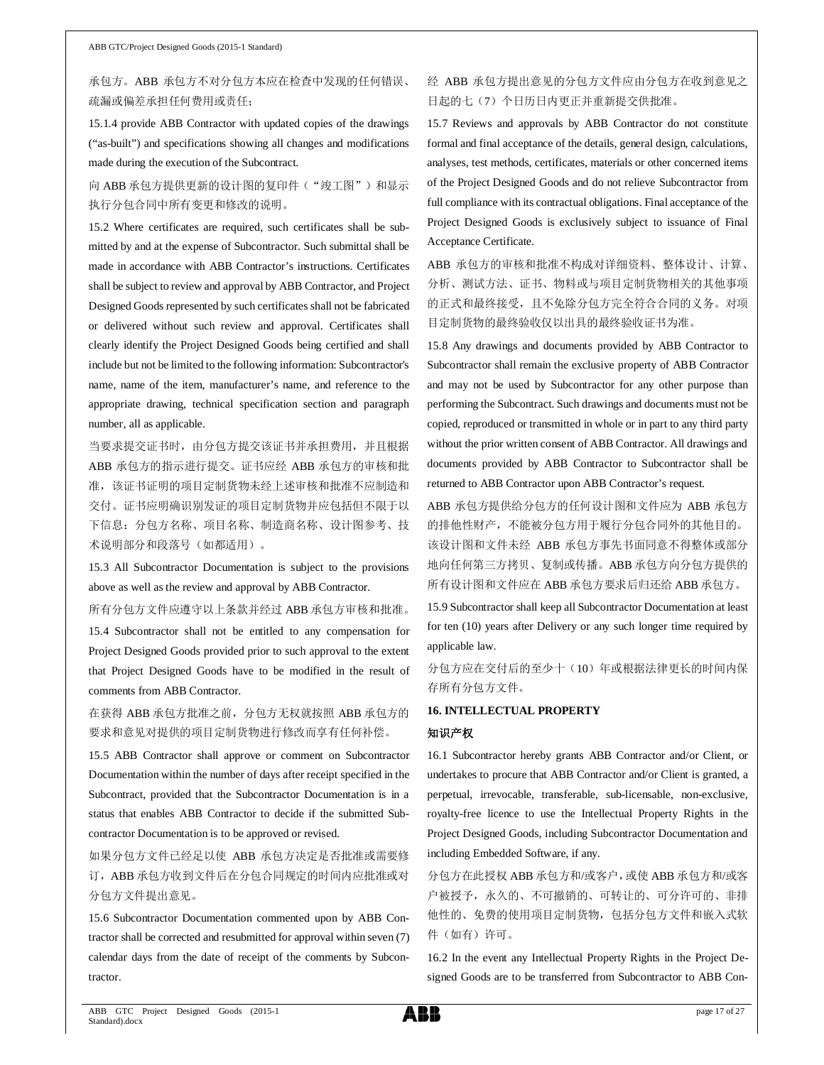承包方。ABB 承包方不对分包方本应在检查中发现的任何错误、疏漏或偏差承担任何费用或责任；

15.1.4 provide ABB Contractor with updated copies of the drawings ("as-built") and specifications showing all changes and modifications made during the execution of the Subcontract.

向 ABB 承包方提供更新的设计图的复印件（"竣工图"）和显示执行分包合同中所有变更和修改的说明。

15.2 Where certificates are required, such certificates shall be submitted by and at the expense of Subcontractor. Such submittal shall be made in accordance with ABB Contractor's instructions. Certificates shall be subject to review and approval by ABB Contractor, and Project Designed Goods represented by such certificates shall not be fabricated or delivered without such review and approval. Certificates shall clearly identify the Project Designed Goods being certified and shall include but not be limited to the following information: Subcontractor's name, name of the item, manufacturer's name, and reference to the appropriate drawing, technical specification section and paragraph number, all as applicable.

当要求提交证书时，由分包方提交该证书并承担费用，并且根据 ABB 承包方的指示进行提交。证书应经 ABB 承包方的审核和批准，该证书证明的项目定制货物未经上述审核和批准不应制造和交付。证书应明确识别发证的项目定制货物并应包括但不限于以下信息：分包方名称、项目名称、制造商名称、设计图参考、技术说明部分和段落号（如都适用）。

15.3 All Subcontractor Documentation is subject to the provisions above as well as the review and approval by ABB Contractor.

所有分包方文件应遵守以上条款并经过 ABB 承包方审核和批准。

15.4 Subcontractor shall not be entitled to any compensation for Project Designed Goods provided prior to such approval to the extent that Project Designed Goods have to be modified in the result of comments from ABB Contractor.

在获得 ABB 承包方批准之前，分包方无权就按照 ABB 承包方的要求和意见对提供的项目定制货物进行修改而享有任何补偿。

15.5 ABB Contractor shall approve or comment on Subcontractor Documentation within the number of days after receipt specified in the Subcontract, provided that the Subcontractor Documentation is in a status that enables ABB Contractor to decide if the submitted Subcontractor Documentation is to be approved or revised.

如果分包方文件已经足以使 ABB 承包方决定是否批准或需要修订，ABB 承包方收到文件后在分包合同规定的时间内应批准或对分包方文件提出意见。

15.6 Subcontractor Documentation commented upon by ABB Contractor shall be corrected and resubmitted for approval within seven (7) calendar days from the date of receipt of the comments by Subcontractor.

经 ABB 承包方提出意见的分包方文件应由分包方在收到意见之日起的七（7）个日历日内更正并重新提交供批准。

15.7 Reviews and approvals by ABB Contractor do not constitute formal and final acceptance of the details, general design, calculations, analyses, test methods, certificates, materials or other concerned items of the Project Designed Goods and do not relieve Subcontractor from full compliance with its contractual obligations. Final acceptance of the Project Designed Goods is exclusively subject to issuance of Final Acceptance Certificate.

ABB 承包方的审核和批准不构成对详细资料、整体设计、计算、分析、测试方法、证书、物料或与项目定制货物相关的其他事项的正式和最终接受，且不免除分包方完全符合合同的义务。对项目定制货物的最终验收仅以出具的最终验收证书为准。

15.8 Any drawings and documents provided by ABB Contractor to Subcontractor shall remain the exclusive property of ABB Contractor and may not be used by Subcontractor for any other purpose than performing the Subcontract. Such drawings and documents must not be copied, reproduced or transmitted in whole or in part to any third party without the prior written consent of ABB Contractor. All drawings and documents provided by ABB Contractor to Subcontractor shall be returned to ABB Contractor upon ABB Contractor's request.

ABB 承包方提供给分包方的任何设计图和文件应为 ABB 承包方的排他性财产，不能被分包方用于履行分包合同外的其他目的。该设计图和文件未经 ABB 承包方事先书面同意不得整体或部分地向任何第三方拷贝、复制或传播。ABB 承包方向分包方提供的所有设计图和文件应在 ABB 承包方要求后归还给 ABB 承包方。

15.9 Subcontractor shall keep all Subcontractor Documentation at least for ten (10) years after Delivery or any such longer time required by applicable law.

分包方应在交付后的至少十（10）年或根据法律更长的时间内保存所有分包方文件。

## 16. INTELLECTUAL PROPERTY

## 知识产权

16.1 Subcontractor hereby grants ABB Contractor and/or Client, or undertakes to procure that ABB Contractor and/or Client is granted, a perpetual, irrevocable, transferable, sub-licensable, non-exclusive, royalty-free licence to use the Intellectual Property Rights in the Project Designed Goods, including Subcontractor Documentation and including Embedded Software, if any.

分包方在此授权 ABB 承包方和/或客户，或使 ABB 承包方和/或客户被授予，永久的、不可撤销的、可转让的、可分许可的、非排他性的、免费的使用项目定制货物，包括分包方文件和嵌入式软件（如有）许可。

16.2 In the event any Intellectual Property Rights in the Project Designed Goods are to be transferred from Subcontractor to ABB Con-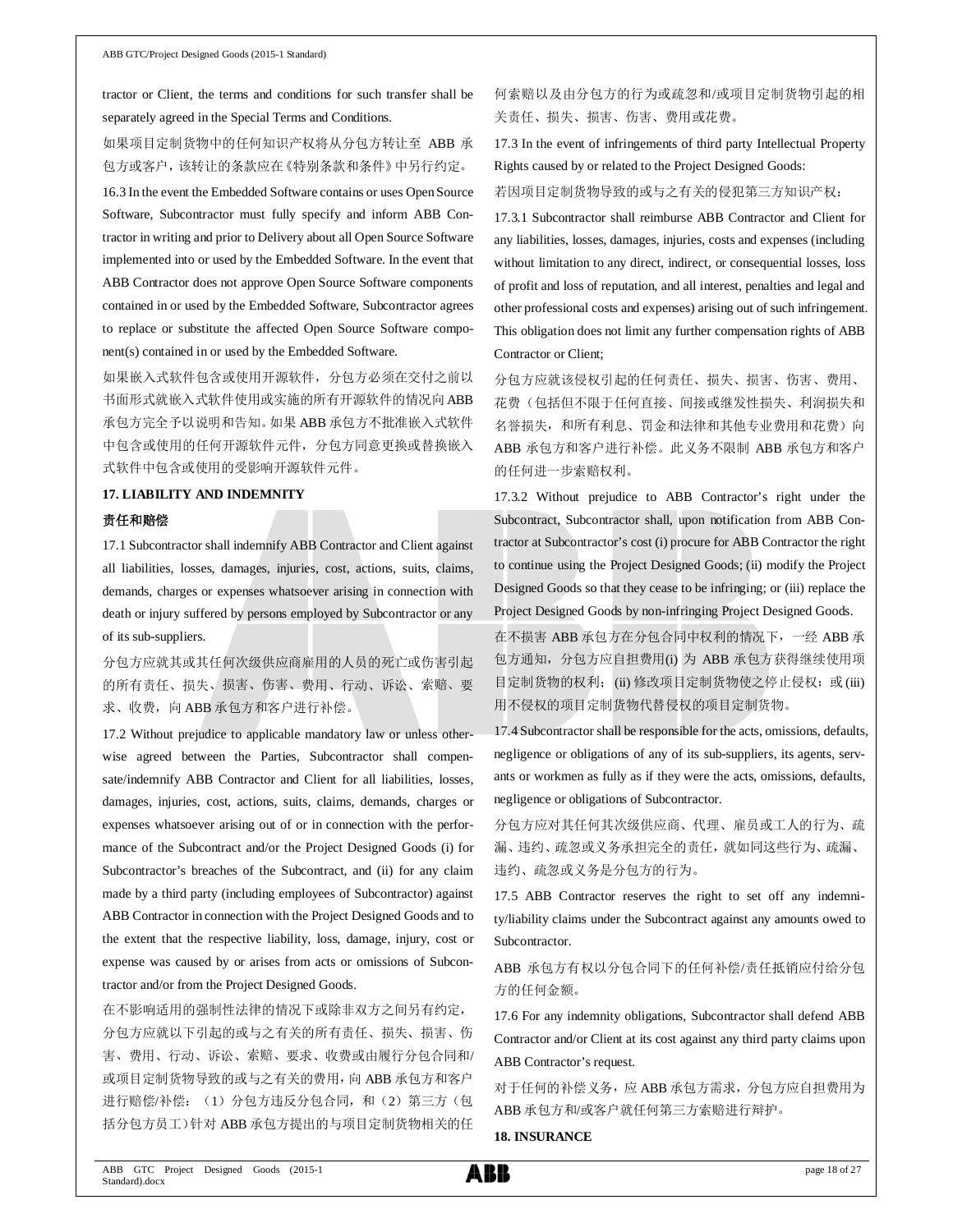tractor or Client, the terms and conditions for such transfer shall be separately agreed in the Special Terms and Conditions.

如果项目定制货物中的任何知识产权将从分包方转让至 ABB 承包方或客户，该转让的条款应在《特别条款和条件》中另行约定。

16.3 In the event the Embedded Software contains or uses Open Source Software, Subcontractor must fully specify and inform ABB Contractor in writing and prior to Delivery about all Open Source Software implemented into or used by the Embedded Software. In the event that ABB Contractor does not approve Open Source Software components contained in or used by the Embedded Software, Subcontractor agrees to replace or substitute the affected Open Source Software component(s) contained in or used by the Embedded Software.

如果嵌入式软件包含或使用开源软件，分包方必须在交付之前以书面形式就嵌入式软件使用或实施的所有开源软件的情况向 ABB 承包方完全予以说明和告知。如果 ABB 承包方不批准嵌入式软件中包含或使用的任何开源软件元件，分包方同意更换或替换嵌入式软件中包含或使用的受影响开源软件元件。

**17. LIABILITY AND INDEMNITY**

**责任和赔偿**

17.1 Subcontractor shall indemnify ABB Contractor and Client against all liabilities, losses, damages, injuries, cost, actions, suits, claims, demands, charges or expenses whatsoever arising in connection with death or injury suffered by persons employed by Subcontractor or any of its sub-suppliers.

分包方应就其或其任何次级供应商雇用的人员的死亡或伤害引起的所有责任、损失、损害、伤害、费用、行动、诉讼、索赔、要求、收费，向 ABB 承包方和客户进行补偿。

17.2 Without prejudice to applicable mandatory law or unless otherwise agreed between the Parties, Subcontractor shall compensate/indemnify ABB Contractor and Client for all liabilities, losses, damages, injuries, cost, actions, suits, claims, demands, charges or expenses whatsoever arising out of or in connection with the performance of the Subcontract and/or the Project Designed Goods (i) for Subcontractor's breaches of the Subcontract, and (ii) for any claim made by a third party (including employees of Subcontractor) against ABB Contractor in connection with the Project Designed Goods and to the extent that the respective liability, loss, damage, injury, cost or expense was caused by or arises from acts or omissions of Subcontractor and/or from the Project Designed Goods.

在不影响适用的强制性法律的情况下或除非双方之间另有约定，分包方应就以下引起的或与之有关的所有责任、损失、损害、伤害、费用、行动、诉讼、索赔、要求、收费或由履行分包合同和/或项目定制货物导致的或与之有关的费用，向 ABB 承包方和客户进行赔偿/补偿：（1）分包方违反分包合同，和（2）第三方（包括分包方员工）针对 ABB 承包方提出的与项目定制货物相关的任何索赔以及由分包方的行为或疏忽和/或项目定制货物引起的相关责任、损失、损害、伤害、费用或花费。

17.3 In the event of infringements of third party Intellectual Property Rights caused by or related to the Project Designed Goods:

若因项目定制货物导致的或与之有关的侵犯第三方知识产权：

17.3.1 Subcontractor shall reimburse ABB Contractor and Client for any liabilities, losses, damages, injuries, costs and expenses (including without limitation to any direct, indirect, or consequential losses, loss of profit and loss of reputation, and all interest, penalties and legal and other professional costs and expenses) arising out of such infringement. This obligation does not limit any further compensation rights of ABB Contractor or Client;

分包方应就该侵权引起的任何责任、损失、损害、伤害、费用、花费（包括但不限于任何直接、间接或继发性损失、利润损失和名誉损失，和所有利息、罚金和法律和其他专业费用和花费）向 ABB 承包方和客户进行补偿。此义务不限制 ABB 承包方和客户的任何进一步索赔权利。

17.3.2 Without prejudice to ABB Contractor's right under the Subcontract, Subcontractor shall, upon notification from ABB Contractor at Subcontractor's cost (i) procure for ABB Contractor the right to continue using the Project Designed Goods; (ii) modify the Project Designed Goods so that they cease to be infringing; or (iii) replace the Project Designed Goods by non-infringing Project Designed Goods.

在不损害 ABB 承包方在分包合同中权利的情况下，一经 ABB 承包方通知，分包方应自担费用(i) 为 ABB 承包方获得继续使用项目定制货物的权利；(ii) 修改项目定制货物使之停止侵权；或 (iii) 用不侵权的项目定制货物代替侵权的项目定制货物。

17.4 Subcontractor shall be responsible for the acts, omissions, defaults, negligence or obligations of any of its sub-suppliers, its agents, servants or workmen as fully as if they were the acts, omissions, defaults, negligence or obligations of Subcontractor.

分包方应对其任何其次级供应商、代理、雇员或工人的行为、疏漏、违约、疏忽或义务承担完全的责任，就如同这些行为、疏漏、违约、疏忽或义务是分包方的行为。

17.5 ABB Contractor reserves the right to set off any indemnity/liability claims under the Subcontract against any amounts owed to Subcontractor.

ABB 承包方有权以分包合同下的任何补偿/责任抵销应付给分包方的任何金额。

17.6 For any indemnity obligations, Subcontractor shall defend ABB Contractor and/or Client at its cost against any third party claims upon ABB Contractor's request.

对于任何的补偿义务，应 ABB 承包方需求，分包方应自担费用为 ABB 承包方和/或客户就任何第三方索赔进行辩护。

**18. INSURANCE**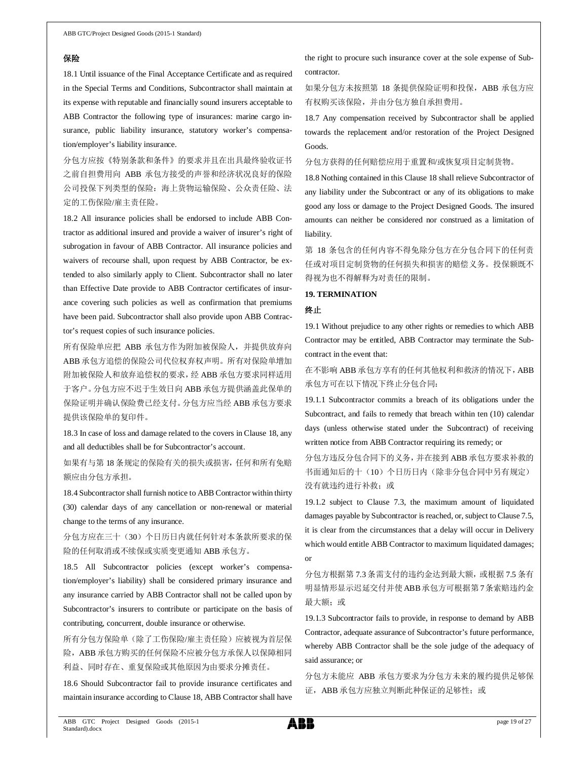**保险**

18.1 Until issuance of the Final Acceptance Certificate and as required in the Special Terms and Conditions, Subcontractor shall maintain at its expense with reputable and financially sound insurers acceptable to ABB Contractor the following type of insurances: marine cargo insurance, public liability insurance, statutory worker's compensation/employer's liability insurance.

分包方应按《特别条款和条件》的要求并且在出具最终验收证书之前自担费用向 ABB 承包方接受的声誉和经济状况良好的保险公司投保下列类型的保险：海上货物运输保险、公众责任险、法定的工伤保险/雇主责任险。

18.2 All insurance policies shall be endorsed to include ABB Contractor as additional insured and provide a waiver of insurer's right of subrogation in favour of ABB Contractor. All insurance policies and waivers of recourse shall, upon request by ABB Contractor, be extended to also similarly apply to Client. Subcontractor shall no later than Effective Date provide to ABB Contractor certificates of insurance covering such policies as well as confirmation that premiums have been paid. Subcontractor shall also provide upon ABB Contractor's request copies of such insurance policies.

所有保险单应把 ABB 承包方作为附加被保险人，并提供放弃向ABB承包方追偿的保险公司代位权弃权声明。所有对保险单增加附加被保险人和放弃追偿权的要求，经 ABB 承包方要求同样适用于客户。分包方应不迟于生效日向 ABB 承包方提供涵盖此保单的保险证明并确认保险费已经支付。分包方应当经 ABB 承包方要求提供该保险单的复印件。

18.3 In case of loss and damage related to the covers in Clause 18, any and all deductibles shall be for Subcontractor's account.

如果有与第 18 条规定的保险有关的损失或损害，任何和所有免赔额应由分包方承担。

18.4 Subcontractor shall furnish notice to ABB Contractor within thirty (30) calendar days of any cancellation or non-renewal or material change to the terms of any insurance.

分包方应在三十（30）个日历日内就任何针对本条款所要求的保险的任何取消或不续保或实质变更通知 ABB 承包方。

18.5 All Subcontractor policies (except worker's compensation/employer's liability) shall be considered primary insurance and any insurance carried by ABB Contractor shall not be called upon by Subcontractor's insurers to contribute or participate on the basis of contributing, concurrent, double insurance or otherwise.

所有分包方保险单（除了工伤保险/雇主责任险）应被视为首层保险，ABB 承包方购买的任何保险不应被分包方承保人以保障相同利益、同时存在、重复保险或其他原因为由要求分摊责任。

18.6 Should Subcontractor fail to provide insurance certificates and maintain insurance according to Clause 18, ABB Contractor shall have the right to procure such insurance cover at the sole expense of Subcontractor.

如果分包方未按照第 18 条提供保险证明和投保，ABB 承包方应有权购买该保险，并由分包方独自承担费用。

18.7 Any compensation received by Subcontractor shall be applied towards the replacement and/or restoration of the Project Designed Goods.

分包方获得的任何赔偿应用于重置和/或恢复项目定制货物。

18.8 Nothing contained in this Clause 18 shall relieve Subcontractor of any liability under the Subcontract or any of its obligations to make good any loss or damage to the Project Designed Goods. The insured amounts can neither be considered nor construed as a limitation of liability.

第 18 条包含的任何内容不得免除分包方在分包合同下的任何责任或对项目定制货物的任何损失和损害的赔偿义务。投保额既不得视为也不得解释为对责任的限制。

**19. TERMINATION**

**终止**

19.1 Without prejudice to any other rights or remedies to which ABB Contractor may be entitled, ABB Contractor may terminate the Subcontract in the event that:

在不影响 ABB 承包方享有的任何其他权利和救济的情况下，ABB 承包方可在以下情况下终止分包合同：

19.1.1 Subcontractor commits a breach of its obligations under the Subcontract, and fails to remedy that breach within ten (10) calendar days (unless otherwise stated under the Subcontract) of receiving written notice from ABB Contractor requiring its remedy; or

分包方违反分包合同下的义务，并在接到 ABB 承包方要求补救的书面通知后的十（10）个日历日内（除非分包合同中另有规定）没有就违约进行补救；或

19.1.2 subject to Clause 7.3, the maximum amount of liquidated damages payable by Subcontractor is reached, or, subject to Clause 7.5, it is clear from the circumstances that a delay will occur in Delivery which would entitle ABB Contractor to maximum liquidated damages; or

分包方根据第 7.3 条需支付的违约金达到最大额，或根据 7.5 条有明显情形显示迟延交付并使ABB承包方可根据第7条索赔违约金最大额；或

19.1.3 Subcontractor fails to provide, in response to demand by ABB Contractor, adequate assurance of Subcontractor's future performance, whereby ABB Contractor shall be the sole judge of the adequacy of said assurance; or

分包方未能应 ABB 承包方要求为分包方未来的履约提供足够保证，ABB 承包方应独立判断此种保证的足够性；或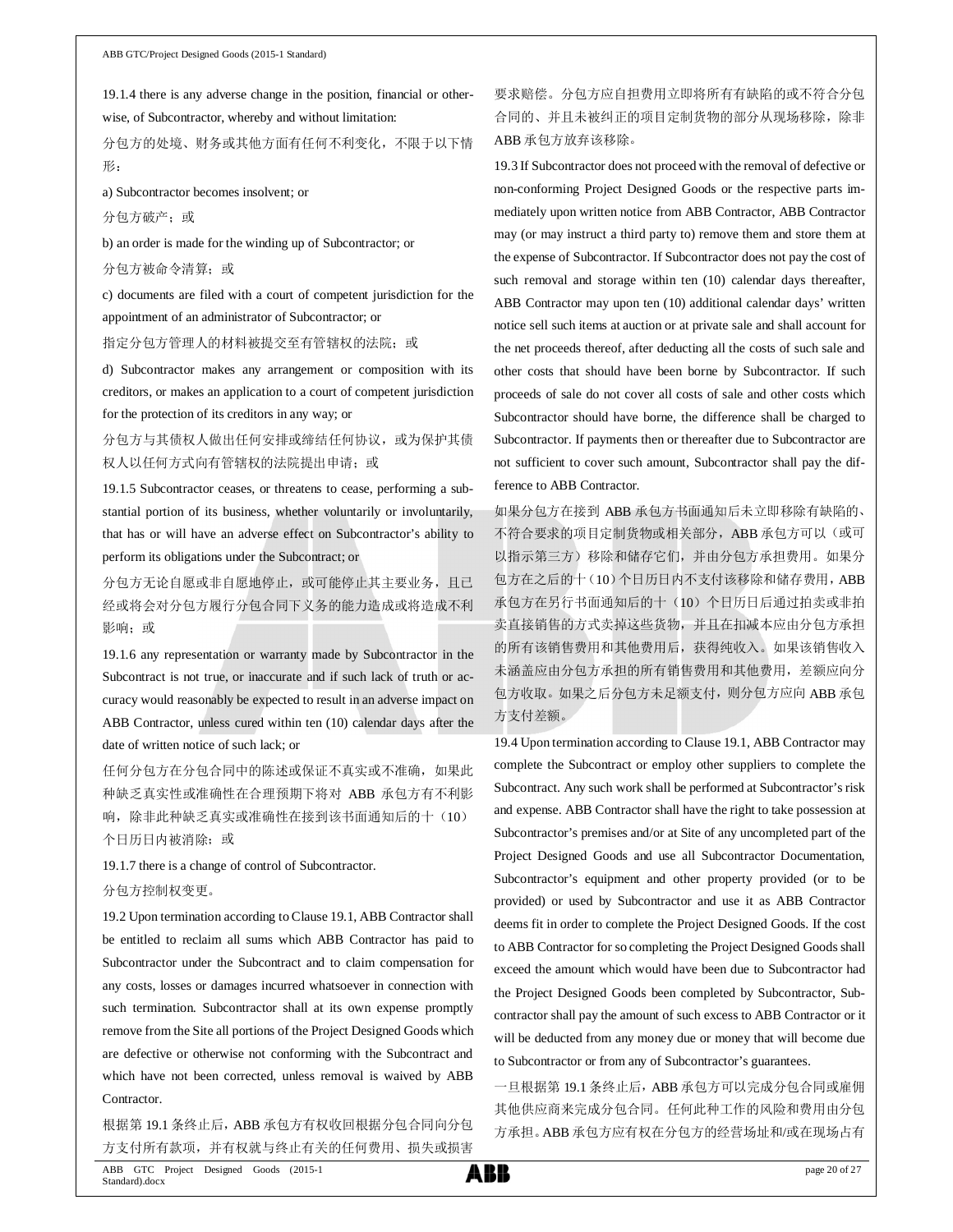19.1.4 there is any adverse change in the position, financial or otherwise, of Subcontractor, whereby and without limitation:

分包方的处境、财务或其他方面有任何不利变化，不限于以下情形：

a) Subcontractor becomes insolvent; or

分包方破产；或

b) an order is made for the winding up of Subcontractor; or

分包方被命令清算；或

c) documents are filed with a court of competent jurisdiction for the appointment of an administrator of Subcontractor; or

指定分包方管理人的材料被提交至有管辖权的法院；或

d) Subcontractor makes any arrangement or composition with its creditors, or makes an application to a court of competent jurisdiction for the protection of its creditors in any way; or

分包方与其债权人做出任何安排或缔结任何协议，或为保护其债权人以任何方式向有管辖权的法院提出申请；或

19.1.5 Subcontractor ceases, or threatens to cease, performing a substantial portion of its business, whether voluntarily or involuntarily, that has or will have an adverse effect on Subcontractor's ability to perform its obligations under the Subcontract; or

分包方无论自愿或非自愿地停止，或可能停止其主要业务，且已经或将会对分包方履行分包合同下义务的能力造成或将造成不利影响；或

19.1.6 any representation or warranty made by Subcontractor in the Subcontract is not true, or inaccurate and if such lack of truth or accuracy would reasonably be expected to result in an adverse impact on ABB Contractor, unless cured within ten (10) calendar days after the date of written notice of such lack; or

任何分包方在分包合同中的陈述或保证不真实或不准确，如果此种缺乏真实性或准确性在合理预期下将对 ABB 承包方有不利影响，除非此种缺乏真实或准确性在接到该书面通知后的十（10）个日历日内被消除；或

19.1.7 there is a change of control of Subcontractor.

分包方控制权变更。

19.2 Upon termination according to Clause 19.1, ABB Contractor shall be entitled to reclaim all sums which ABB Contractor has paid to Subcontractor under the Subcontract and to claim compensation for any costs, losses or damages incurred whatsoever in connection with such termination. Subcontractor shall at its own expense promptly remove from the Site all portions of the Project Designed Goods which are defective or otherwise not conforming with the Subcontract and which have not been corrected, unless removal is waived by ABB Contractor.

根据第 19.1 条终止后，ABB 承包方有权收回根据分包合同向分包方支付所有款项，并有权就与终止有关的任何费用、损失或损害要求赔偿。分包方应自担费用立即将所有有缺陷的或不符合分包合同的、并且未被纠正的项目定制货物的部分从现场移除，除非 ABB 承包方放弃该移除。

19.3 If Subcontractor does not proceed with the removal of defective or non-conforming Project Designed Goods or the respective parts immediately upon written notice from ABB Contractor, ABB Contractor may (or may instruct a third party to) remove them and store them at the expense of Subcontractor. If Subcontractor does not pay the cost of such removal and storage within ten (10) calendar days thereafter, ABB Contractor may upon ten (10) additional calendar days' written notice sell such items at auction or at private sale and shall account for the net proceeds thereof, after deducting all the costs of such sale and other costs that should have been borne by Subcontractor. If such proceeds of sale do not cover all costs of sale and other costs which Subcontractor should have borne, the difference shall be charged to Subcontractor. If payments then or thereafter due to Subcontractor are not sufficient to cover such amount, Subcontractor shall pay the difference to ABB Contractor.

如果分包方在接到 ABB 承包方书面通知后未立即移除有缺陷的、不符合要求的项目定制货物或相关部分，ABB 承包方可以（或可以指示第三方）移除和储存它们，并由分包方承担费用。如果分包方在之后的十（10）个日历日内不支付该移除和储存费用，ABB 承包方在另行书面通知后的十（10）个日历日后通过拍卖或非拍卖直接销售的方式卖掉这些货物，并且在扣减本应由分包方承担的所有该销售费用和其他费用后，获得纯收入。如果该销售收入未涵盖应由分包方承担的所有销售费用和其他费用，差额应向分包方收取。如果之后分包方未足额支付，则分包方应向 ABB 承包方支付差额。

19.4 Upon termination according to Clause 19.1, ABB Contractor may complete the Subcontract or employ other suppliers to complete the Subcontract. Any such work shall be performed at Subcontractor's risk and expense. ABB Contractor shall have the right to take possession at Subcontractor's premises and/or at Site of any uncompleted part of the Project Designed Goods and use all Subcontractor Documentation, Subcontractor's equipment and other property provided (or to be provided) or used by Subcontractor and use it as ABB Contractor deems fit in order to complete the Project Designed Goods. If the cost to ABB Contractor for so completing the Project Designed Goods shall exceed the amount which would have been due to Subcontractor had the Project Designed Goods been completed by Subcontractor, Subcontractor shall pay the amount of such excess to ABB Contractor or it will be deducted from any money due or money that will become due to Subcontractor or from any of Subcontractor's guarantees.

一旦根据第 19.1 条终止后，ABB 承包方可以完成分包合同或雇佣其他供应商来完成分包合同。任何此种工作的风险和费用由分包方承担。ABB 承包方应有权在分包方的经营场址和/或在现场占有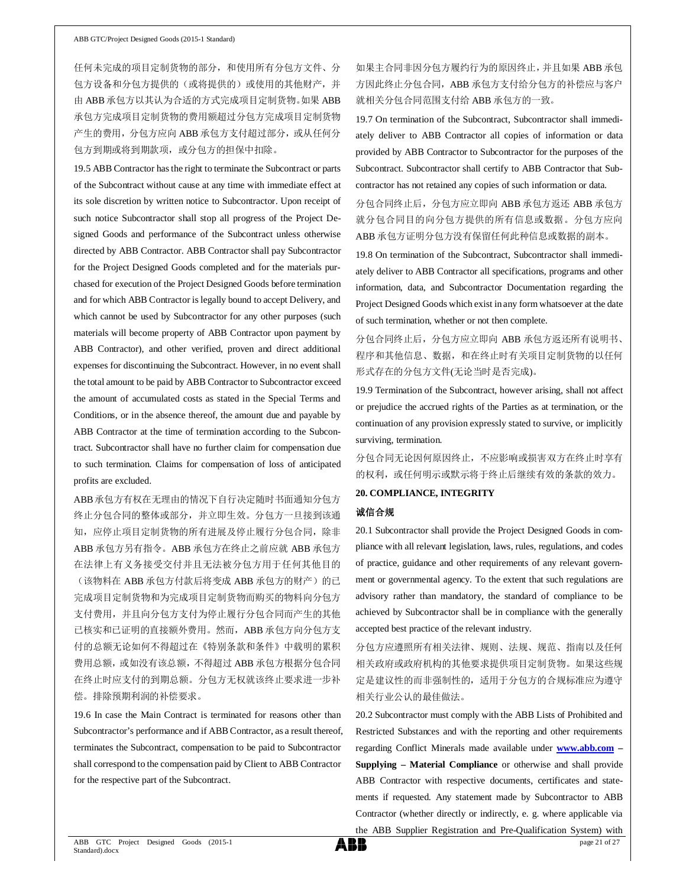任何未完成的项目定制货物的部分，和使用所有分包方文件、分包方设备和分包方提供的（或将提供的）或使用的其他财产，并由 ABB 承包方以其认为合适的方式完成项目定制货物。如果 ABB 承包方完成项目定制货物的费用额超过分包方完成项目定制货物产生的费用，分包方应向 ABB 承包方支付超过部分，或从任何分包方到期或将到期款项，或分包方的担保中扣除。

19.5 ABB Contractor has the right to terminate the Subcontract or parts of the Subcontract without cause at any time with immediate effect at its sole discretion by written notice to Subcontractor. Upon receipt of such notice Subcontractor shall stop all progress of the Project Designed Goods and performance of the Subcontract unless otherwise directed by ABB Contractor. ABB Contractor shall pay Subcontractor for the Project Designed Goods completed and for the materials purchased for execution of the Project Designed Goods before termination and for which ABB Contractor is legally bound to accept Delivery, and which cannot be used by Subcontractor for any other purposes (such materials will become property of ABB Contractor upon payment by ABB Contractor), and other verified, proven and direct additional expenses for discontinuing the Subcontract. However, in no event shall the total amount to be paid by ABB Contractor to Subcontractor exceed the amount of accumulated costs as stated in the Special Terms and Conditions, or in the absence thereof, the amount due and payable by ABB Contractor at the time of termination according to the Subcontract. Subcontractor shall have no further claim for compensation due to such termination. Claims for compensation of loss of anticipated profits are excluded.

ABB 承包方有权在无理由的情况下自行决定随时书面通知分包方终止分包合同的整体或部分，并立即生效。分包方一旦接到该通知，应停止项目定制货物的所有进展及停止履行分包合同，除非 ABB 承包方另有指令。ABB 承包方在终止之前应就 ABB 承包方在法律上有义务接受交付并且无法被分包方用于任何其他目的（该物料在 ABB 承包方付款后将变成 ABB 承包方的财产）的已完成项目定制货物和为完成项目定制货物而购买的物料向分包方支付费用，并且向分包方支付为停止履行分包合同而产生的其他已核实和已证明的直接额外费用。然而，ABB 承包方向分包方支付的总额无论如何不得超过在《特别条款和条件》中载明的累积费用总额，或如没有该总额，不得超过 ABB 承包方根据分包合同在终止时应支付的到期总额。分包方无权就该终止要求进一步补偿。排除预期利润的补偿要求。

19.6 In case the Main Contract is terminated for reasons other than Subcontractor's performance and if ABB Contractor, as a result thereof, terminates the Subcontract, compensation to be paid to Subcontractor shall correspond to the compensation paid by Client to ABB Contractor for the respective part of the Subcontract.

如果主合同非因分包方履约行为的原因终止，并且如果 ABB 承包方因此终止分包合同，ABB 承包方支付给分包方的补偿应与客户就相关分包合同范围支付给 ABB 承包方的一致。

19.7 On termination of the Subcontract, Subcontractor shall immediately deliver to ABB Contractor all copies of information or data provided by ABB Contractor to Subcontractor for the purposes of the Subcontract. Subcontractor shall certify to ABB Contractor that Subcontractor has not retained any copies of such information or data.

分包合同终止后，分包方应立即向 ABB 承包方返还 ABB 承包方就分包合同目的向分包方提供的所有信息或数据。分包方应向 ABB 承包方证明分包方没有保留任何此种信息或数据的副本。

19.8 On termination of the Subcontract, Subcontractor shall immediately deliver to ABB Contractor all specifications, programs and other information, data, and Subcontractor Documentation regarding the Project Designed Goods which exist in any form whatsoever at the date of such termination, whether or not then complete.

分包合同终止后，分包方应立即向 ABB 承包方返还所有说明书、程序和其他信息、数据，和在终止时有关项目定制货物的以任何形式存在的分包方文件(无论当时是否完成)。

19.9 Termination of the Subcontract, however arising, shall not affect or prejudice the accrued rights of the Parties as at termination, or the continuation of any provision expressly stated to survive, or implicitly surviving, termination.

分包合同无论因何原因终止，不应影响或损害双方在终止时享有的权利，或任何明示或默示将于终止后继续有效的条款的效力。

## 20. COMPLIANCE, INTEGRITY

## 诚信合规

20.1 Subcontractor shall provide the Project Designed Goods in compliance with all relevant legislation, laws, rules, regulations, and codes of practice, guidance and other requirements of any relevant government or governmental agency. To the extent that such regulations are advisory rather than mandatory, the standard of compliance to be achieved by Subcontractor shall be in compliance with the generally accepted best practice of the relevant industry.

分包方应遵照所有相关法律、规则、法规、规范、指南以及任何相关政府或政府机构的其他要求提供项目定制货物。如果这些规定是建议性的而非强制性的，适用于分包方的合规标准应为遵守相关行业公认的最佳做法。

20.2 Subcontractor must comply with the ABB Lists of Prohibited and Restricted Substances and with the reporting and other requirements regarding Conflict Minerals made available under **www.abb.com – Supplying – Material Compliance** or otherwise and shall provide ABB Contractor with respective documents, certificates and statements if requested. Any statement made by Subcontractor to ABB Contractor (whether directly or indirectly, e. g. where applicable via the ABB Supplier Registration and Pre-Qualification System) with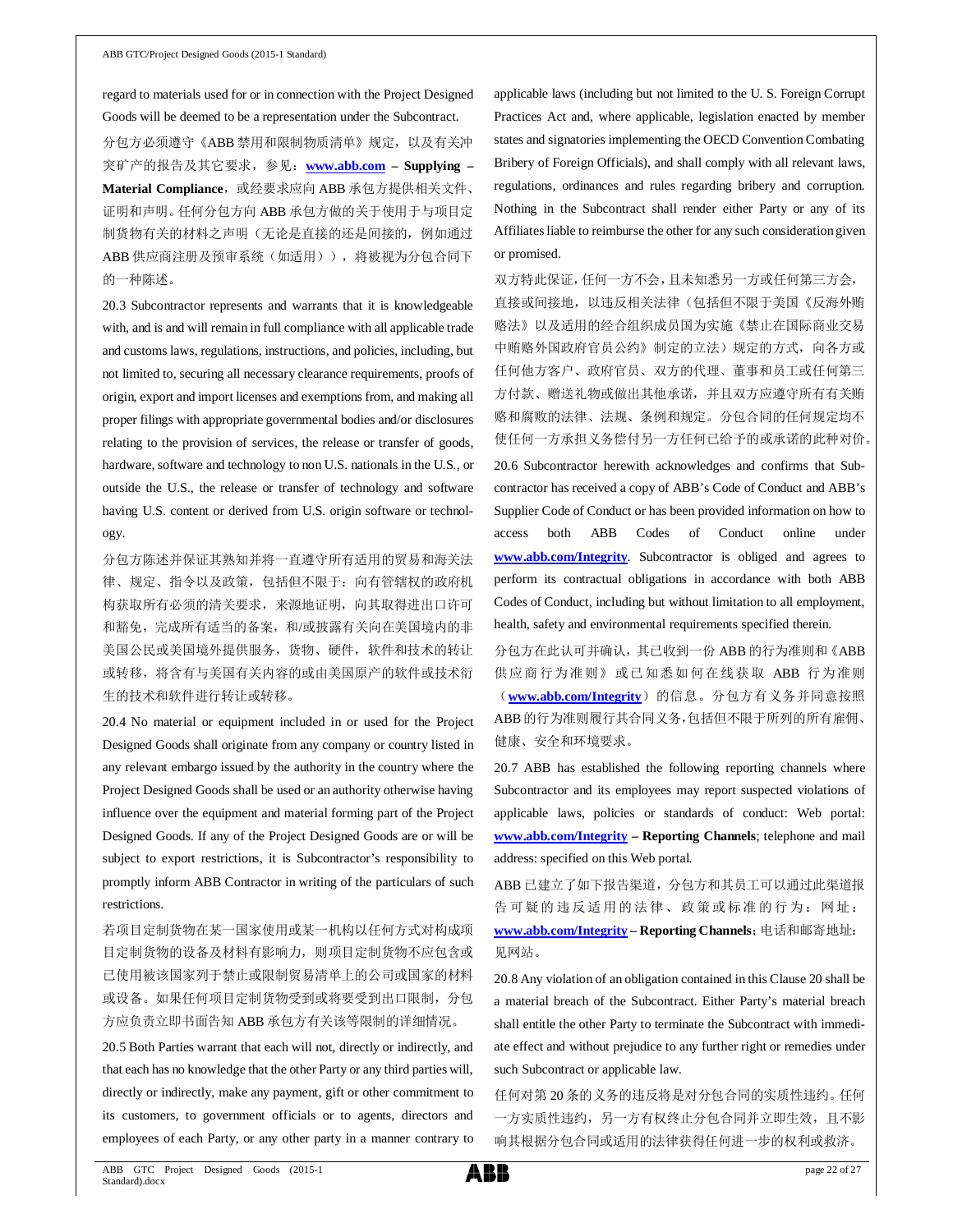regard to materials used for or in connection with the Project Designed Goods will be deemed to be a representation under the Subcontract.

分包方必须遵守《ABB 禁用和限制物质清单》规定，以及有关冲突矿产的报告及其它要求，参见：**www.abb.com – Supplying – Material Compliance**，或经要求应向 ABB 承包方提供相关文件、证明和声明。任何分包方向 ABB 承包方做的关于使用于与项目定制货物有关的材料之声明（无论是直接的还是间接的，例如通过 ABB 供应商注册及预审系统（如适用）），将被视为分包合同下的一种陈述。

20.3 Subcontractor represents and warrants that it is knowledgeable with, and is and will remain in full compliance with all applicable trade and customs laws, regulations, instructions, and policies, including, but not limited to, securing all necessary clearance requirements, proofs of origin, export and import licenses and exemptions from, and making all proper filings with appropriate governmental bodies and/or disclosures relating to the provision of services, the release or transfer of goods, hardware, software and technology to non U.S. nationals in the U.S., or outside the U.S., the release or transfer of technology and software having U.S. content or derived from U.S. origin software or technology.

分包方陈述并保证其熟知并将一直遵守所有适用的贸易和海关法律、规定、指令以及政策，包括但不限于：向有管辖权的政府机构获取所有必须的清关要求，来源地证明，向其取得进出口许可和豁免，完成所有适当的备案，和/或披露有关向在美国境内的非美国公民或美国境外提供服务，货物、硬件，软件和技术的转让或转移，将含有与美国有关内容的或由美国原产的软件或技术衍生的技术和软件进行转让或转移。

20.4 No material or equipment included in or used for the Project Designed Goods shall originate from any company or country listed in any relevant embargo issued by the authority in the country where the Project Designed Goods shall be used or an authority otherwise having influence over the equipment and material forming part of the Project Designed Goods. If any of the Project Designed Goods are or will be subject to export restrictions, it is Subcontractor's responsibility to promptly inform ABB Contractor in writing of the particulars of such restrictions.

若项目定制货物在某一国家使用或某一机构以任何方式对构成项目定制货物的设备及材料有影响力，则项目定制货物不应包含或已使用被该国家列于禁止或限制贸易清单上的公司或国家的材料或设备。如果任何项目定制货物受到或将要受到出口限制，分包方应负责立即书面告知 ABB 承包方有关该等限制的详细情况。

20.5 Both Parties warrant that each will not, directly or indirectly, and that each has no knowledge that the other Party or any third parties will, directly or indirectly, make any payment, gift or other commitment to its customers, to government officials or to agents, directors and employees of each Party, or any other party in a manner contrary to applicable laws (including but not limited to the U. S. Foreign Corrupt Practices Act and, where applicable, legislation enacted by member states and signatories implementing the OECD Convention Combating Bribery of Foreign Officials), and shall comply with all relevant laws, regulations, ordinances and rules regarding bribery and corruption. Nothing in the Subcontract shall render either Party or any of its Affiliates liable to reimburse the other for any such consideration given or promised.

双方特此保证，任何一方不会，且未知悉另一方或任何第三方会，直接或间接地，以违反相关法律（包括但不限于美国《反海外贿赂法》以及适用的经合组织成员国为实施《禁止在国际商业交易中贿赂外国政府官员公约》制定的立法）规定的方式，向各方或任何他方客户、政府官员、双方的代理、董事和员工或任何第三方付款、赠送礼物或做出其他承诺，并且双方应遵守所有有关贿赂和腐败的法律、法规、条例和规定。分包合同的任何规定均不使任何一方承担义务偿付另一方任何已给予的或承诺的此种对价。

20.6 Subcontractor herewith acknowledges and confirms that Subcontractor has received a copy of ABB's Code of Conduct and ABB's Supplier Code of Conduct or has been provided information on how to access both ABB Codes of Conduct online under **www.abb.com/Integrity**. Subcontractor is obliged and agrees to perform its contractual obligations in accordance with both ABB Codes of Conduct, including but without limitation to all employment, health, safety and environmental requirements specified therein.

分包方在此认可并确认，其已收到一份 ABB 的行为准则和《ABB 供应商行为准则》或已知悉如何在线获取 ABB 行为准则（**www.abb.com/Integrity**）的信息。分包方有义务并同意按照 ABB 的行为准则履行其合同义务，包括但不限于所列的所有雇佣、健康、安全和环境要求。

20.7 ABB has established the following reporting channels where Subcontractor and its employees may report suspected violations of applicable laws, policies or standards of conduct: Web portal: **www.abb.com/Integrity – Reporting Channels**; telephone and mail address: specified on this Web portal.

ABB 已建立了如下报告渠道，分包方和其员工可以通过此渠道报告可疑的违反适用的法律、政策或标准的行为：网址：**www.abb.com/Integrity – Reporting Channels**；电话和邮寄地址：见网站。

20.8 Any violation of an obligation contained in this Clause 20 shall be a material breach of the Subcontract. Either Party's material breach shall entitle the other Party to terminate the Subcontract with immediate effect and without prejudice to any further right or remedies under such Subcontract or applicable law.

任何对第 20 条的义务的违反将是对分包合同的实质性违约。任何一方实质性违约，另一方有权终止分包合同并立即生效，且不影响其根据分包合同或适用的法律获得任何进一步的权利或救济。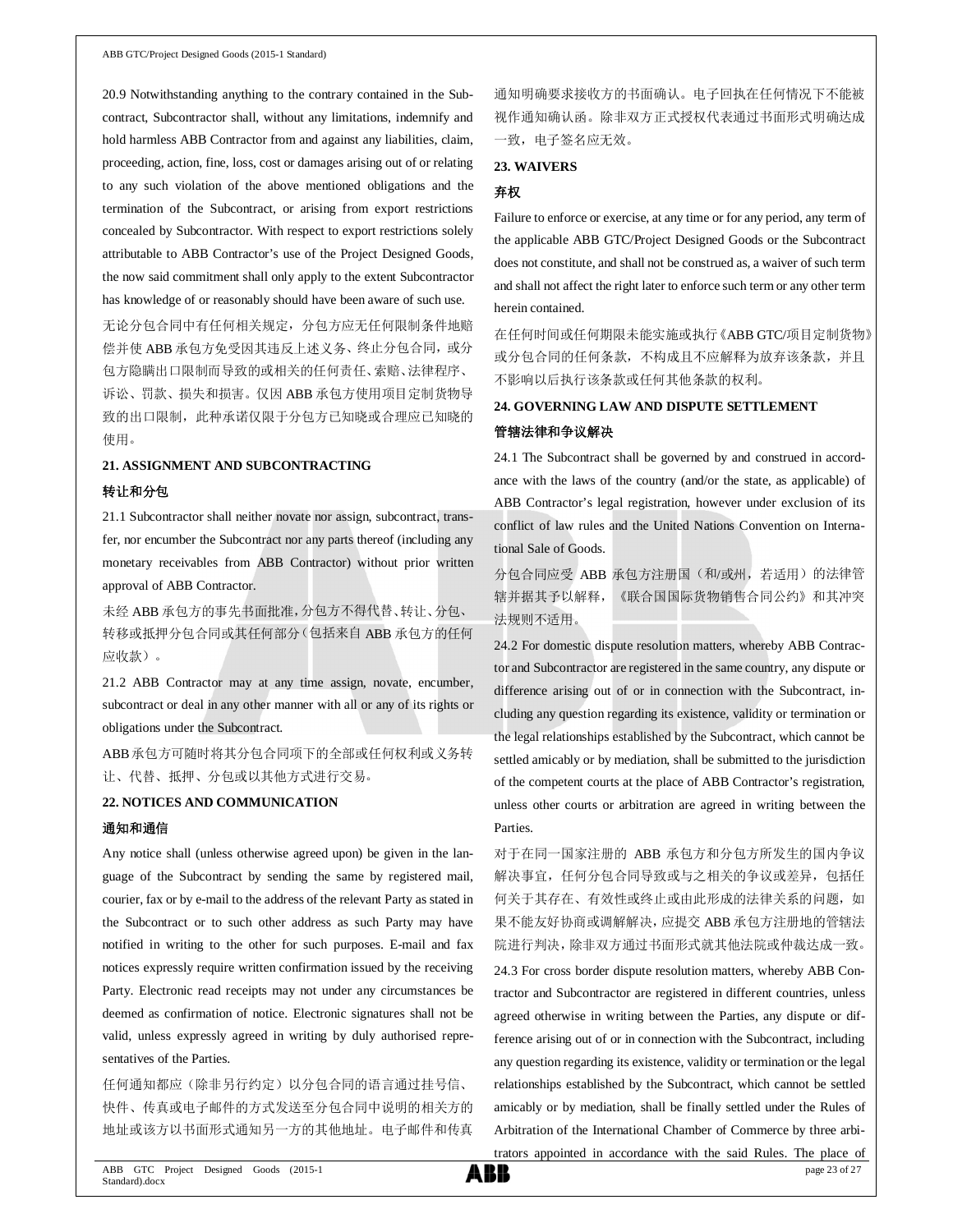20.9 Notwithstanding anything to the contrary contained in the Subcontract, Subcontractor shall, without any limitations, indemnify and hold harmless ABB Contractor from and against any liabilities, claim, proceeding, action, fine, loss, cost or damages arising out of or relating to any such violation of the above mentioned obligations and the termination of the Subcontract, or arising from export restrictions concealed by Subcontractor. With respect to export restrictions solely attributable to ABB Contractor's use of the Project Designed Goods, the now said commitment shall only apply to the extent Subcontractor has knowledge of or reasonably should have been aware of such use.

无论分包合同中有任何相关规定，分包方应无任何限制条件地赔偿并使 ABB 承包方免受因其违反上述义务、终止分包合同，或分包方隐瞒出口限制而导致的或相关的任何责任、索赔、法律程序、诉讼、罚款、损失和损害。仅因 ABB 承包方使用项目定制货物导致的出口限制，此种承诺仅限于分包方已知晓或合理应已知晓的使用。

**21. ASSIGNMENT AND SUBCONTRACTING**

**转让和分包**

21.1 Subcontractor shall neither novate nor assign, subcontract, transfer, nor encumber the Subcontract nor any parts thereof (including any monetary receivables from ABB Contractor) without prior written approval of ABB Contractor.

未经 ABB 承包方的事先书面批准，分包方不得代替、转让、分包、转移或抵押分包合同或其任何部分（包括来自 ABB 承包方的任何应收款）。

21.2 ABB Contractor may at any time assign, novate, encumber, subcontract or deal in any other manner with all or any of its rights or obligations under the Subcontract.

ABB 承包方可随时将其分包合同项下的全部或任何权利或义务转让、代替、抵押、分包或以其他方式进行交易。

**22. NOTICES AND COMMUNICATION**

**通知和通信**

Any notice shall (unless otherwise agreed upon) be given in the language of the Subcontract by sending the same by registered mail, courier, fax or by e-mail to the address of the relevant Party as stated in the Subcontract or to such other address as such Party may have notified in writing to the other for such purposes. E-mail and fax notices expressly require written confirmation issued by the receiving Party. Electronic read receipts may not under any circumstances be deemed as confirmation of notice. Electronic signatures shall not be valid, unless expressly agreed in writing by duly authorised representatives of the Parties.

任何通知都应（除非另行约定）以分包合同的语言通过挂号信、快件、传真或电子邮件的方式发送至分包合同中说明的相关方的地址或该方以书面形式通知另一方的其他地址。电子邮件和传真通知明确要求接收方的书面确认。电子回执在任何情况下不能被视作通知确认函。除非双方正式授权代表通过书面形式明确达成一致，电子签名应无效。

**23. WAIVERS**

**弃权**

Failure to enforce or exercise, at any time or for any period, any term of the applicable ABB GTC/Project Designed Goods or the Subcontract does not constitute, and shall not be construed as, a waiver of such term and shall not affect the right later to enforce such term or any other term herein contained.

在任何时间或任何期限未能实施或执行《ABB GTC/项目定制货物》或分包合同的任何条款，不构成且不应解释为放弃该条款，并且不影响以后执行该条款或任何其他条款的权利。

**24. GOVERNING LAW AND DISPUTE SETTLEMENT**

**管辖法律和争议解决**

24.1 The Subcontract shall be governed by and construed in accordance with the laws of the country (and/or the state, as applicable) of ABB Contractor's legal registration, however under exclusion of its conflict of law rules and the United Nations Convention on International Sale of Goods.

分包合同应受 ABB 承包方注册国（和/或州，若适用）的法律管辖并据其予以解释，《联合国国际货物销售合同公约》和其冲突法规则不适用。

24.2 For domestic dispute resolution matters, whereby ABB Contractor and Subcontractor are registered in the same country, any dispute or difference arising out of or in connection with the Subcontract, including any question regarding its existence, validity or termination or the legal relationships established by the Subcontract, which cannot be settled amicably or by mediation, shall be submitted to the jurisdiction of the competent courts at the place of ABB Contractor's registration, unless other courts or arbitration are agreed in writing between the Parties.

对于在同一国家注册的 ABB 承包方和分包方所发生的国内争议解决事宜，任何分包合同导致或与之相关的争议或差异，包括任何关于其存在、有效性或终止或由此形成的法律关系的问题，如果不能友好协商或调解解决，应提交 ABB 承包方注册地的管辖法院进行判决，除非双方通过书面形式就其他法院或仲裁达成一致。

24.3 For cross border dispute resolution matters, whereby ABB Contractor and Subcontractor are registered in different countries, unless agreed otherwise in writing between the Parties, any dispute or difference arising out of or in connection with the Subcontract, including any question regarding its existence, validity or termination or the legal relationships established by the Subcontract, which cannot be settled amicably or by mediation, shall be finally settled under the Rules of Arbitration of the International Chamber of Commerce by three arbitrators appointed in accordance with the said Rules. The place of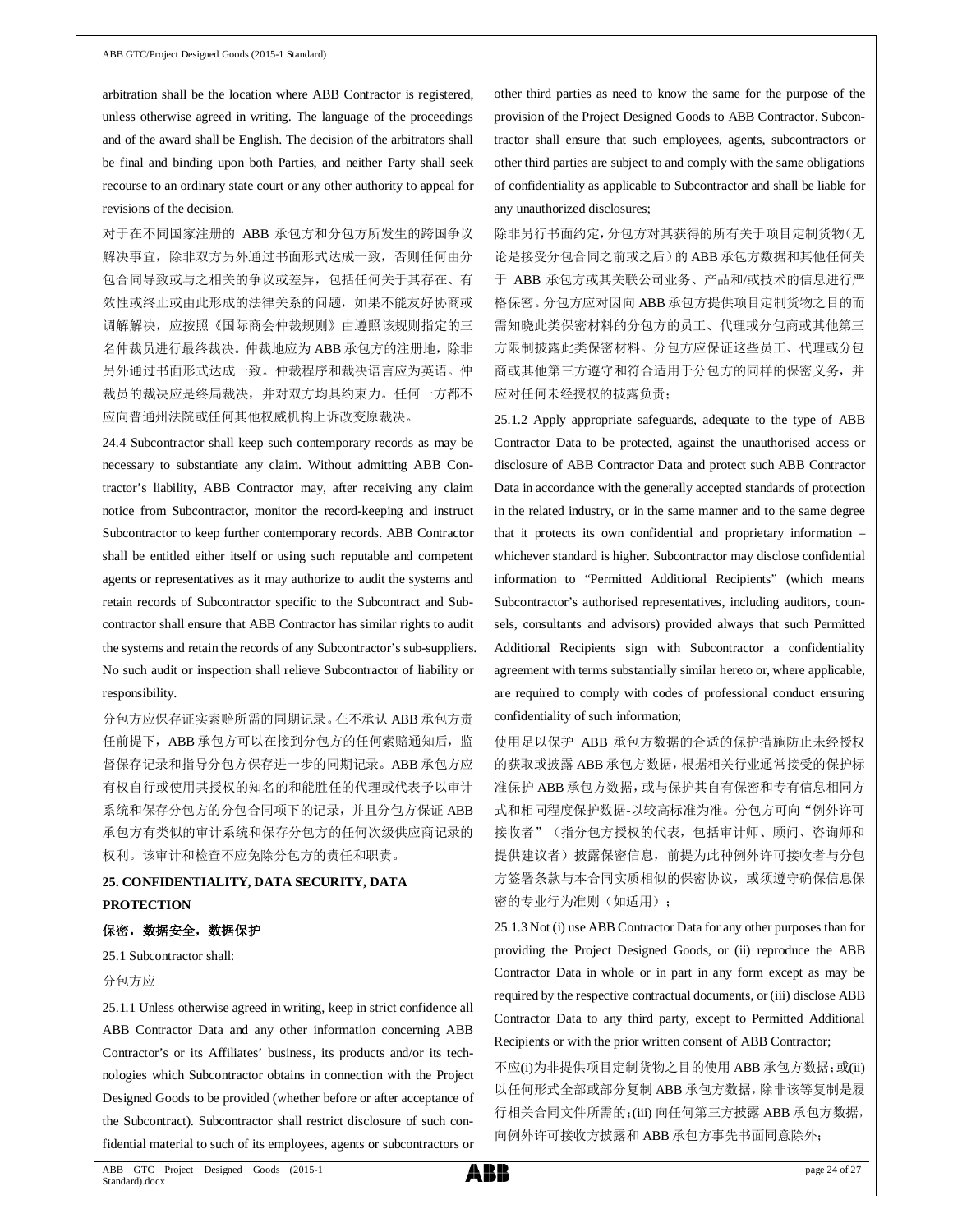arbitration shall be the location where ABB Contractor is registered, unless otherwise agreed in writing. The language of the proceedings and of the award shall be English. The decision of the arbitrators shall be final and binding upon both Parties, and neither Party shall seek recourse to an ordinary state court or any other authority to appeal for revisions of the decision.

对于在不同国家注册的 ABB 承包方和分包方所发生的跨国争议解决事宜，除非双方另外通过书面形式达成一致，否则任何由分包合同导致或与之相关的争议或差异，包括任何关于其存在、有效性或终止或由此形成的法律关系的问题，如果不能友好协商或调解解决，应按照《国际商会仲裁规则》由遵照该规则指定的三名仲裁员进行最终裁决。仲裁地应为 ABB 承包方的注册地，除非另外通过书面形式达成一致。仲裁程序和裁决语言应为英语。仲裁员的裁决应是终局裁决，并对双方均具约束力。任何一方都不应向普通州法院或任何其他权威机构上诉改变原裁决。

24.4 Subcontractor shall keep such contemporary records as may be necessary to substantiate any claim. Without admitting ABB Contractor's liability, ABB Contractor may, after receiving any claim notice from Subcontractor, monitor the record-keeping and instruct Subcontractor to keep further contemporary records. ABB Contractor shall be entitled either itself or using such reputable and competent agents or representatives as it may authorize to audit the systems and retain records of Subcontractor specific to the Subcontract and Subcontractor shall ensure that ABB Contractor has similar rights to audit the systems and retain the records of any Subcontractor's sub-suppliers. No such audit or inspection shall relieve Subcontractor of liability or responsibility.

分包方应保存证实索赔所需的同期记录。在不承认 ABB 承包方责任前提下，ABB 承包方可以在接到分包方的任何索赔通知后，监督保存记录和指导分包方保存进一步的同期记录。ABB 承包方应有权自行或使用其授权的知名的和能胜任的代理或代表予以审计系统和保存分包方的分包合同项下的记录，并且分包方保证 ABB 承包方有类似的审计系统和保存分包方的任何次级供应商记录的权利。该审计和检查不应免除分包方的责任和职责。

## 25. CONFIDENTIALITY, DATA SECURITY, DATA PROTECTION

## 保密，数据安全，数据保护

25.1 Subcontractor shall:

分包方应

25.1.1 Unless otherwise agreed in writing, keep in strict confidence all ABB Contractor Data and any other information concerning ABB Contractor's or its Affiliates' business, its products and/or its technologies which Subcontractor obtains in connection with the Project Designed Goods to be provided (whether before or after acceptance of the Subcontract). Subcontractor shall restrict disclosure of such confidential material to such of its employees, agents or subcontractors or other third parties as need to know the same for the purpose of the provision of the Project Designed Goods to ABB Contractor. Subcontractor shall ensure that such employees, agents, subcontractors or other third parties are subject to and comply with the same obligations of confidentiality as applicable to Subcontractor and shall be liable for any unauthorized disclosures;

除非另行书面约定，分包方对其获得的所有关于项目定制货物（无论是接受分包合同之前或之后）的 ABB 承包方数据和其他任何关于 ABB 承包方或其关联公司业务、产品和/或技术的信息进行严格保密。分包方应对因向 ABB 承包方提供项目定制货物之目的而需知晓此类保密材料的分包方的员工、代理或分包商或其他第三方限制披露此类保密材料。分包方应保证这些员工、代理或分包商或其他第三方遵守和符合适用于分包方的同样的保密义务，并应对任何未经授权的披露负责；

25.1.2 Apply appropriate safeguards, adequate to the type of ABB Contractor Data to be protected, against the unauthorised access or disclosure of ABB Contractor Data and protect such ABB Contractor Data in accordance with the generally accepted standards of protection in the related industry, or in the same manner and to the same degree that it protects its own confidential and proprietary information – whichever standard is higher. Subcontractor may disclose confidential information to "Permitted Additional Recipients" (which means Subcontractor's authorised representatives, including auditors, counsels, consultants and advisors) provided always that such Permitted Additional Recipients sign with Subcontractor a confidentiality agreement with terms substantially similar hereto or, where applicable, are required to comply with codes of professional conduct ensuring confidentiality of such information;

使用足以保护 ABB 承包方数据的合适的保护措施防止未经授权的获取或披露 ABB 承包方数据，根据相关行业通常接受的保护标准保护 ABB 承包方数据，或与保护其自有保密和专有信息相同方式和相同程度保护数据-以较高标准为准。分包方可向"例外许可接收者"（指分包方授权的代表，包括审计师、顾问、咨询师和提供建议者）披露保密信息，前提为此种例外许可接收者与分包方签署条款与本合同实质相似的保密协议，或须遵守确保信息保密的专业行为准则（如适用）；

25.1.3 Not (i) use ABB Contractor Data for any other purposes than for providing the Project Designed Goods, or (ii) reproduce the ABB Contractor Data in whole or in part in any form except as may be required by the respective contractual documents, or (iii) disclose ABB Contractor Data to any third party, except to Permitted Additional Recipients or with the prior written consent of ABB Contractor;

不应(i)为非提供项目定制货物之目的使用 ABB 承包方数据；或(ii)以任何形式全部或部分复制 ABB 承包方数据，除非该等复制是履行相关合同文件所需的；(iii) 向任何第三方披露 ABB 承包方数据，向例外许可接收方披露和 ABB 承包方事先书面同意除外；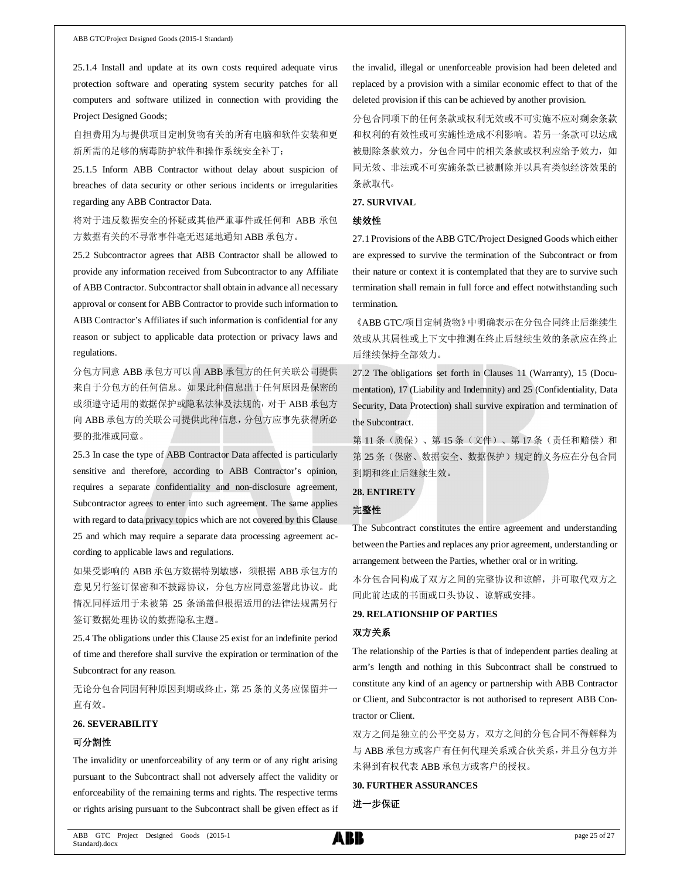25.1.4 Install and update at its own costs required adequate virus protection software and operating system security patches for all computers and software utilized in connection with providing the Project Designed Goods;

自担费用为与提供项目定制货物有关的所有电脑和软件安装和更新所需的足够的病毒防护软件和操作系统安全补丁；

25.1.5 Inform ABB Contractor without delay about suspicion of breaches of data security or other serious incidents or irregularities regarding any ABB Contractor Data.

将对于违反数据安全的怀疑或其他严重事件或任何和 ABB 承包方数据有关的不寻常事件毫无迟延地通知 ABB 承包方。

25.2 Subcontractor agrees that ABB Contractor shall be allowed to provide any information received from Subcontractor to any Affiliate of ABB Contractor. Subcontractor shall obtain in advance all necessary approval or consent for ABB Contractor to provide such information to ABB Contractor's Affiliates if such information is confidential for any reason or subject to applicable data protection or privacy laws and regulations.

分包方同意 ABB 承包方可以向 ABB 承包方的任何关联公司提供来自于分包方的任何信息。如果此种信息出于任何原因是保密的或须遵守适用的数据保护或隐私法律及法规的，对于 ABB 承包方向 ABB 承包方的关联公司提供此种信息，分包方应事先获得所必要的批准或同意。

25.3 In case the type of ABB Contractor Data affected is particularly sensitive and therefore, according to ABB Contractor's opinion, requires a separate confidentiality and non-disclosure agreement, Subcontractor agrees to enter into such agreement. The same applies with regard to data privacy topics which are not covered by this Clause 25 and which may require a separate data processing agreement according to applicable laws and regulations.

如果受影响的 ABB 承包方数据特别敏感，须根据 ABB 承包方的意见另行签订保密和不披露协议，分包方应同意签署此协议。此情况同样适用于未被第 25 条涵盖但根据适用的法律法规需另行签订数据处理协议的数据隐私主题。

25.4 The obligations under this Clause 25 exist for an indefinite period of time and therefore shall survive the expiration or termination of the Subcontract for any reason.

无论分包合同因何种原因到期或终止，第 25 条的义务应保留并一直有效。

**26. SEVERABILITY**

**可分割性**

The invalidity or unenforceability of any term or of any right arising pursuant to the Subcontract shall not adversely affect the validity or enforceability of the remaining terms and rights. The respective terms or rights arising pursuant to the Subcontract shall be given effect as if the invalid, illegal or unenforceable provision had been deleted and replaced by a provision with a similar economic effect to that of the deleted provision if this can be achieved by another provision.

分包合同项下的任何条款或权利无效或不可实施不应对剩余条款和权利的有效性或可实施性造成不利影响。若另一条款可以达成被删除条款效力，分包合同中的相关条款或权利应给予效力，如同无效、非法或不可实施条款已被删除并以具有类似经济效果的条款取代。

**27. SURVIVAL**

**续效性**

27.1 Provisions of the ABB GTC/Project Designed Goods which either are expressed to survive the termination of the Subcontract or from their nature or context it is contemplated that they are to survive such termination shall remain in full force and effect notwithstanding such termination.

《ABB GTC/项目定制货物》中明确表示在分包合同终止后继续生效或从其属性或上下文中推测在终止后继续生效的条款应在终止后继续保持全部效力。

27.2 The obligations set forth in Clauses 11 (Warranty), 15 (Documentation), 17 (Liability and Indemnity) and 25 (Confidentiality, Data Security, Data Protection) shall survive expiration and termination of the Subcontract.

第 11 条（质保）、第 15 条（文件）、第 17 条（责任和赔偿）和第 25 条（保密、数据安全、数据保护）规定的义务应在分包合同到期和终止后继续生效。

**28. ENTIRETY**

**完整性**

The Subcontract constitutes the entire agreement and understanding between the Parties and replaces any prior agreement, understanding or arrangement between the Parties, whether oral or in writing.

本分包合同构成了双方之间的完整协议和谅解，并可取代双方之间此前达成的书面或口头协议、谅解或安排。

**29. RELATIONSHIP OF PARTIES**

**双方关系**

The relationship of the Parties is that of independent parties dealing at arm's length and nothing in this Subcontract shall be construed to constitute any kind of an agency or partnership with ABB Contractor or Client, and Subcontractor is not authorised to represent ABB Contractor or Client.

双方之间是独立的公平交易方，双方之间的分包合同不得解释为与 ABB 承包方或客户有任何代理关系或合伙关系，并且分包方并未得到有权代表 ABB 承包方或客户的授权。

**30. FURTHER ASSURANCES**

**进一步保证**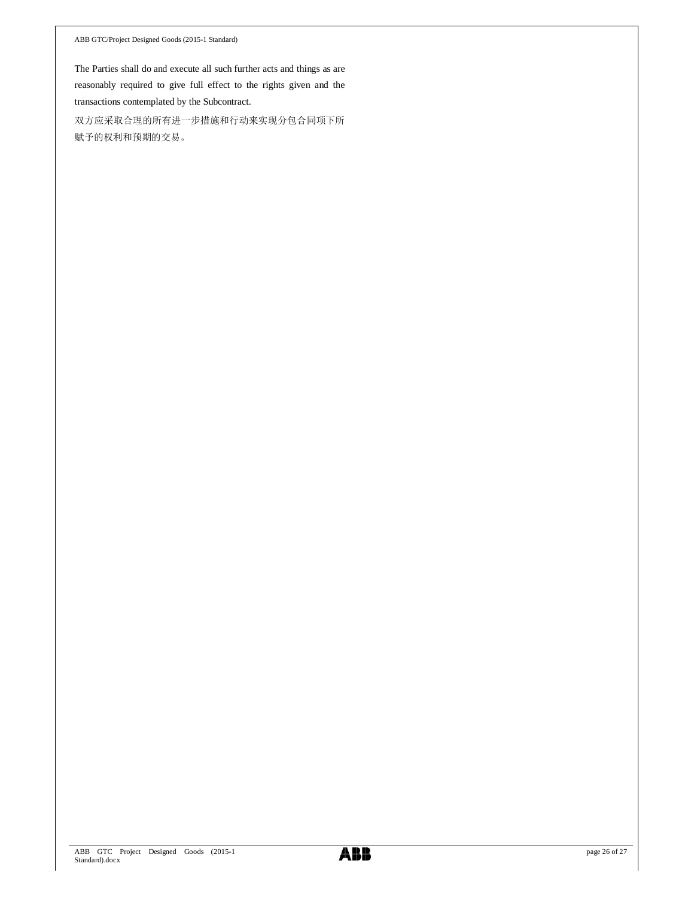The Parties shall do and execute all such further acts and things as are reasonably required to give full effect to the rights given and the transactions contemplated by the Subcontract.

双方应采取合理的所有进一步措施和行动来实现分包合同项下所赋予的权利和预期的交易。